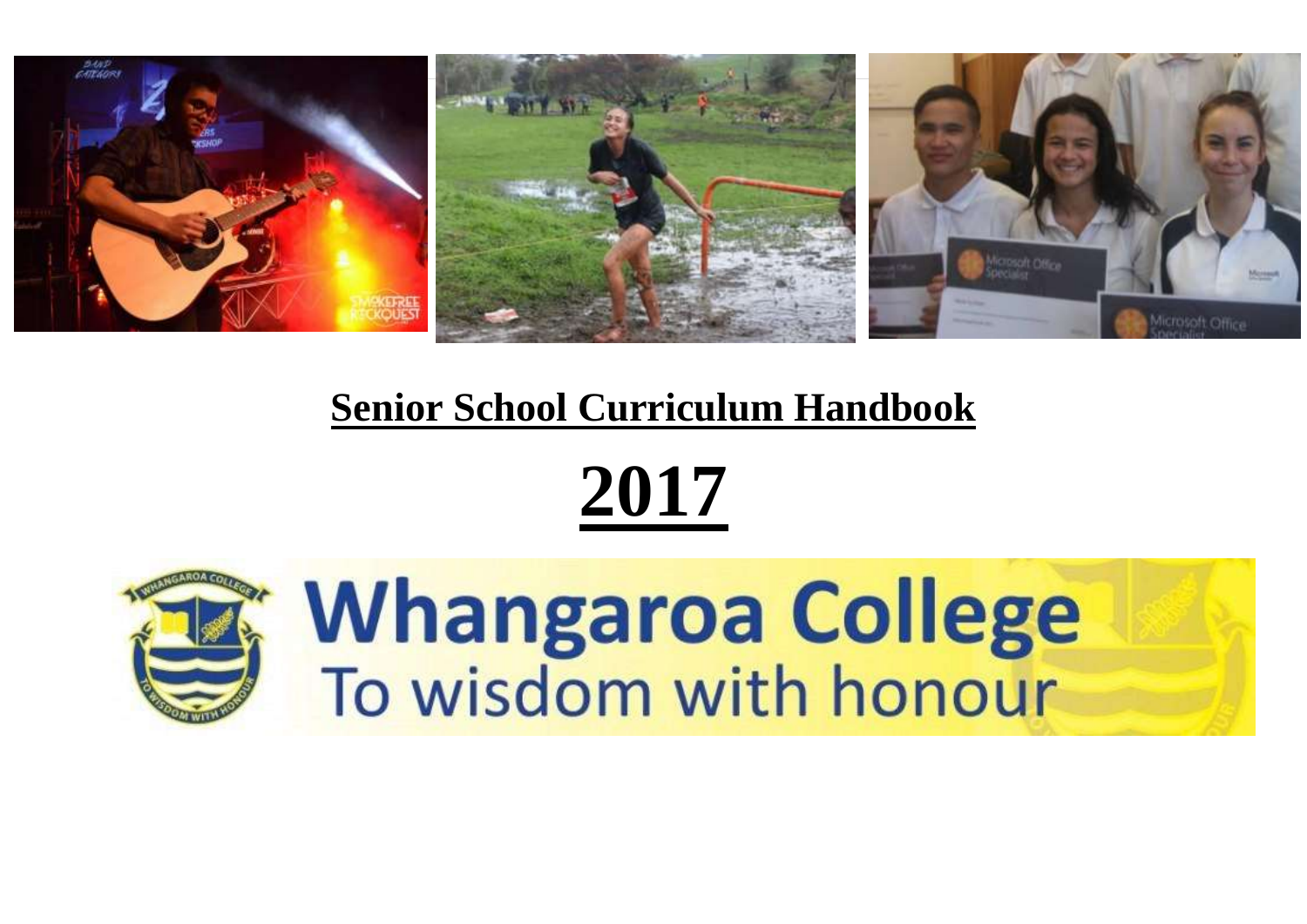# Senior School Curriculum Handbook

# 2017

Whangaroa College

To wisdom with honour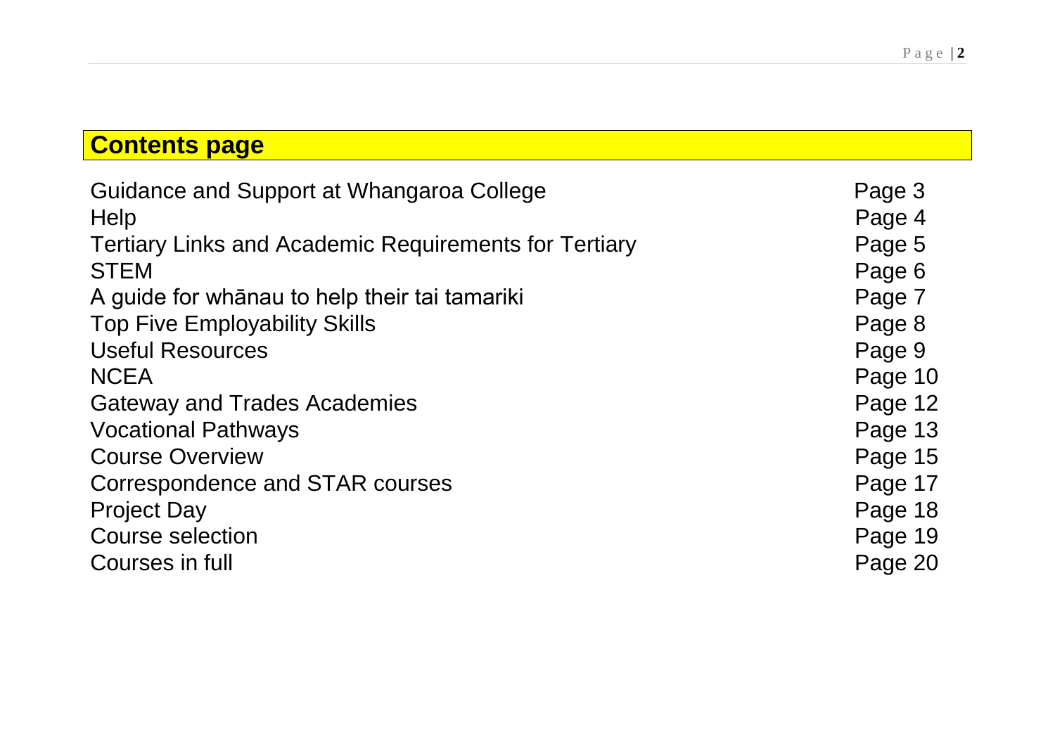## Contents page

| | |
|---|---|
| Guidance and Support at Whangaroa College | Page 3 |
| Help | Page 4 |
| Tertiary Links and Academic Requirements for Tertiary | Page 5 |
| STEM | Page 6 |
| A guide for whānau to help their tai tamariki | Page 7 |
| Top Five Employability Skills | Page 8 |
| Useful Resources | Page 9 |
| NCEA | Page 10 |
| Gateway and Trades Academies | Page 12 |
| Vocational Pathways | Page 13 |
| Course Overview | Page 15 |
| Correspondence and STAR courses | Page 17 |
| Project Day | Page 18 |
| Course selection | Page 19 |
| Courses in full | Page 20 |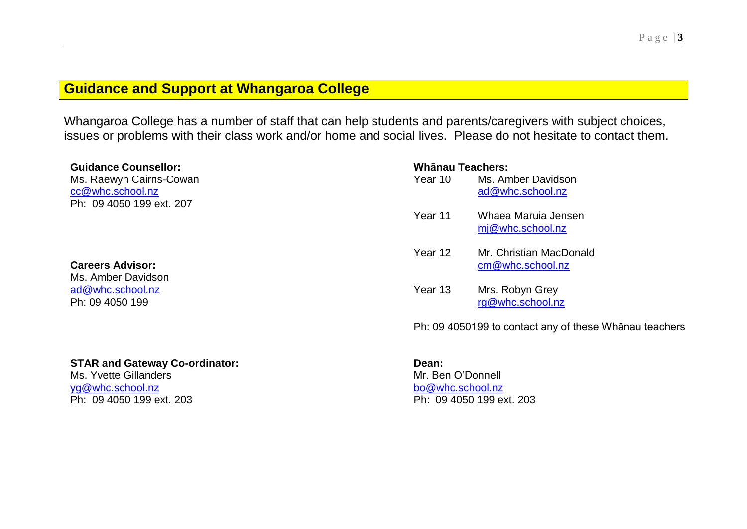## Guidance and Support at Whangaroa College

Whangaroa College has a number of staff that can help students and parents/caregivers with subject choices, issues or problems with their class work and/or home and social lives. Please do not hesitate to contact them.

**Guidance Counsellor:**
Ms. Raewyn Cairns-Cowan
cc@whc.school.nz
Ph: 09 4050 199 ext. 207

**Careers Advisor:**
Ms. Amber Davidson
ad@whc.school.nz
Ph: 09 4050 199

**STAR and Gateway Co-ordinator:**
Ms. Yvette Gillanders
yg@whc.school.nz
Ph: 09 4050 199 ext. 203

**Whānau Teachers:**

| | | |
|---|---|---|
| Year 10 | Ms. Amber Davidson | ad@whc.school.nz |
| Year 11 | Whaea Maruia Jensen | mj@whc.school.nz |
| Year 12 | Mr. Christian MacDonald | cm@whc.school.nz |
| Year 13 | Mrs. Robyn Grey | rg@whc.school.nz |

Ph: 09 4050199 to contact any of these Whānau teachers

**Dean:**
Mr. Ben O'Donnell
bo@whc.school.nz
Ph: 09 4050 199 ext. 203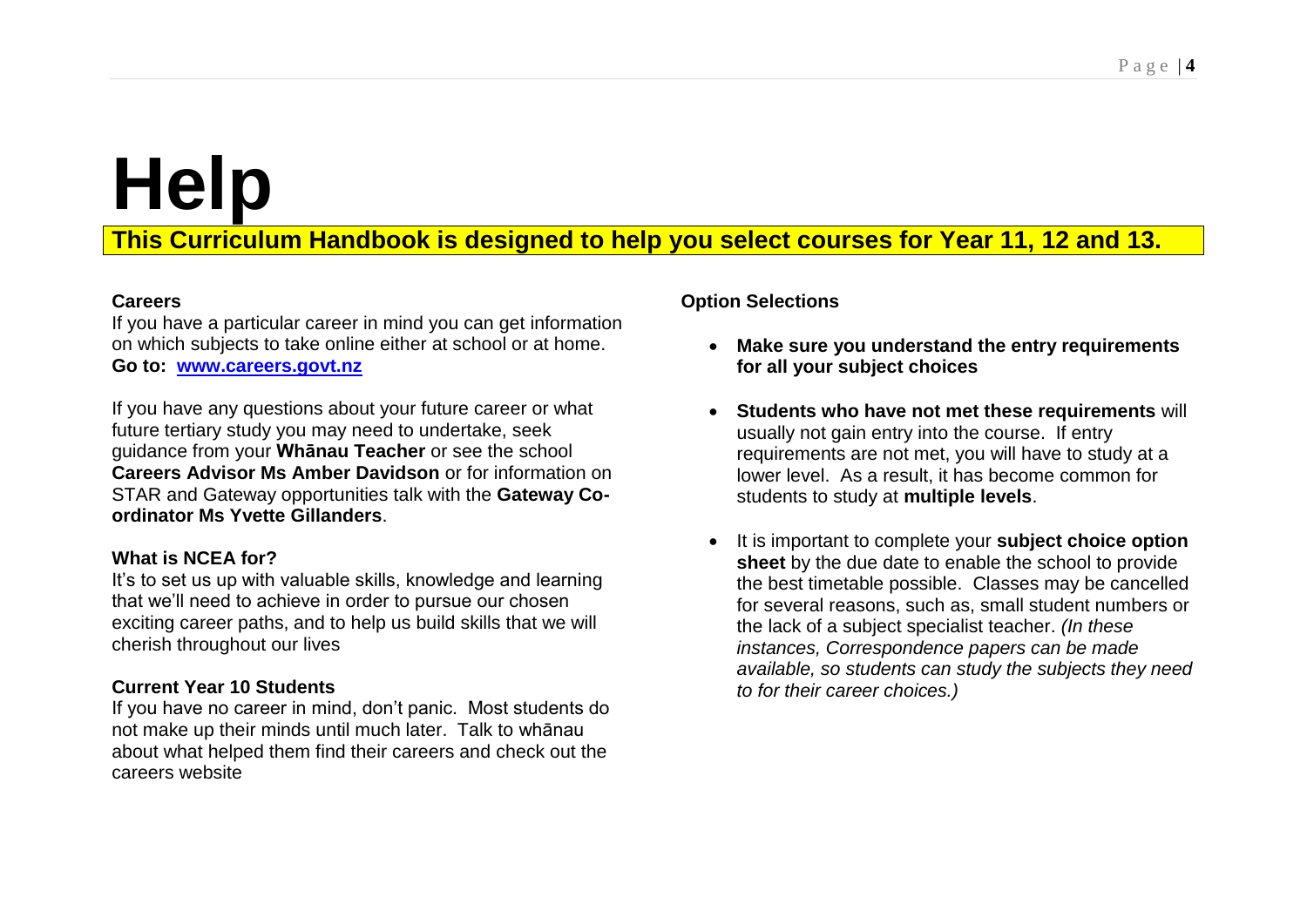# Help

## This Curriculum Handbook is designed to help you select courses for Year 11, 12 and 13.

### Careers

If you have a particular career in mind you can get information on which subjects to take online either at school or at home.
**Go to: www.careers.govt.nz**

If you have any questions about your future career or what future tertiary study you may need to undertake, seek guidance from your **Whānau Teacher** or see the school **Careers Advisor Ms Amber Davidson** or for information on STAR and Gateway opportunities talk with the **Gateway Co-ordinator Ms Yvette Gillanders**.

### What is NCEA for?

It's to set us up with valuable skills, knowledge and learning that we'll need to achieve in order to pursue our chosen exciting career paths, and to help us build skills that we will cherish throughout our lives

### Current Year 10 Students

If you have no career in mind, don't panic. Most students do not make up their minds until much later. Talk to whānau about what helped them find their careers and check out the careers website

### Option Selections

- **Make sure you understand the entry requirements for all your subject choices**
- **Students who have not met these requirements** will usually not gain entry into the course. If entry requirements are not met, you will have to study at a lower level. As a result, it has become common for students to study at **multiple levels**.
- It is important to complete your **subject choice option sheet** by the due date to enable the school to provide the best timetable possible. Classes may be cancelled for several reasons, such as, small student numbers or the lack of a subject specialist teacher. *(In these instances, Correspondence papers can be made available, so students can study the subjects they need to for their career choices.)*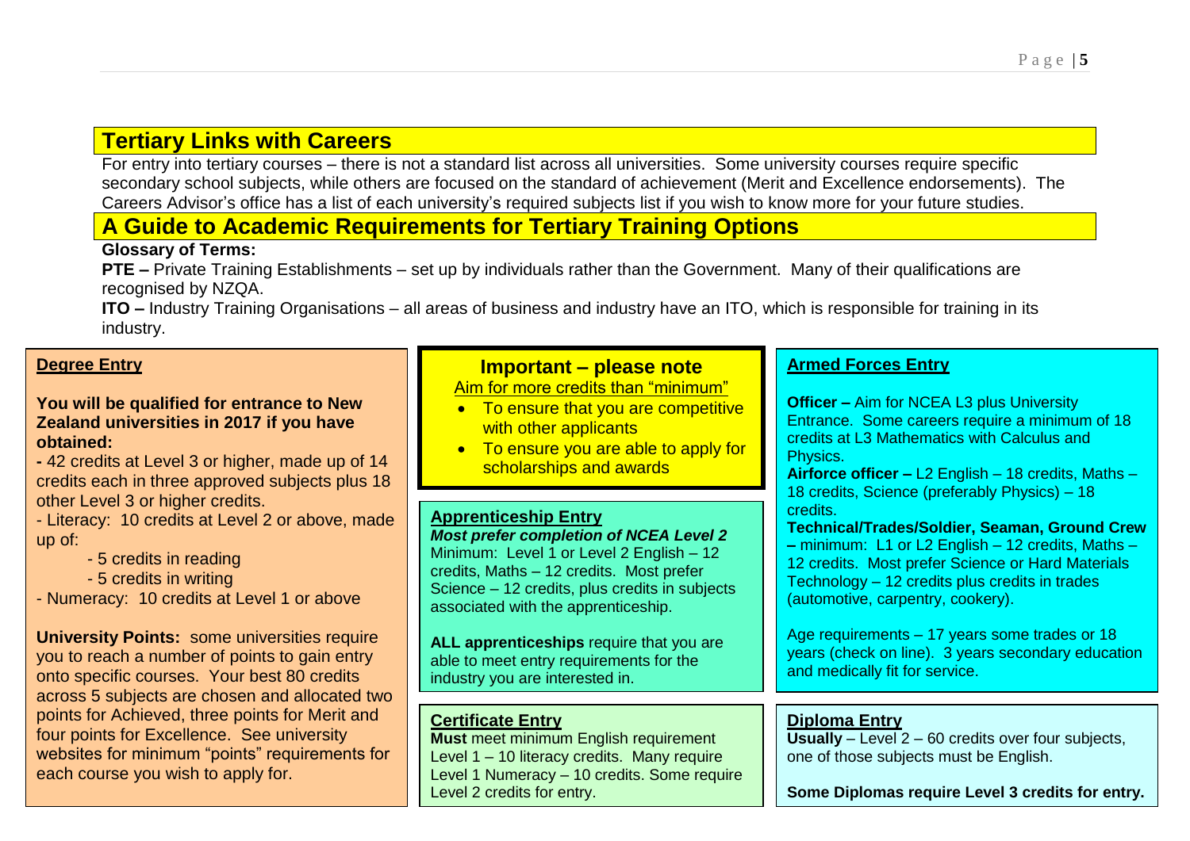## Tertiary Links with Careers

For entry into tertiary courses – there is not a standard list across all universities. Some university courses require specific secondary school subjects, while others are focused on the standard of achievement (Merit and Excellence endorsements). The Careers Advisor's office has a list of each university's required subjects list if you wish to know more for your future studies.

## A Guide to Academic Requirements for Tertiary Training Options

**Glossary of Terms:**

**PTE –** Private Training Establishments – set up by individuals rather than the Government. Many of their qualifications are recognised by NZQA.

**ITO –** Industry Training Organisations – all areas of business and industry have an ITO, which is responsible for training in its industry.

### Degree Entry

**You will be qualified for entrance to New Zealand universities in 2017 if you have obtained:**

**-** 42 credits at Level 3 or higher, made up of 14 credits each in three approved subjects plus 18 other Level 3 or higher credits.

- Literacy: 10 credits at Level 2 or above, made up of:
  - 5 credits in reading
  - 5 credits in writing
- Numeracy: 10 credits at Level 1 or above

**University Points:** some universities require you to reach a number of points to gain entry onto specific courses. Your best 80 credits across 5 subjects are chosen and allocated two points for Achieved, three points for Merit and four points for Excellence. See university websites for minimum "points" requirements for each course you wish to apply for.

### Important – please note

Aim for more credits than "minimum"

- To ensure that you are competitive with other applicants
- To ensure you are able to apply for scholarships and awards

### Apprenticeship Entry

***Most prefer completion of NCEA Level 2***

Minimum: Level 1 or Level 2 English – 12 credits, Maths – 12 credits. Most prefer Science – 12 credits, plus credits in subjects associated with the apprenticeship.

**ALL apprenticeships** require that you are able to meet entry requirements for the industry you are interested in.

### Certificate Entry

**Must** meet minimum English requirement Level 1 – 10 literacy credits. Many require Level 1 Numeracy – 10 credits. Some require Level 2 credits for entry.

### Armed Forces Entry

**Officer –** Aim for NCEA L3 plus University Entrance. Some careers require a minimum of 18 credits at L3 Mathematics with Calculus and Physics.

**Airforce officer –** L2 English – 18 credits, Maths – 18 credits, Science (preferably Physics) – 18 credits.

**Technical/Trades/Soldier, Seaman, Ground Crew –** minimum: L1 or L2 English – 12 credits, Maths – 12 credits. Most prefer Science or Hard Materials Technology – 12 credits plus credits in trades (automotive, carpentry, cookery).

Age requirements – 17 years some trades or 18 years (check on line). 3 years secondary education and medically fit for service.

### Diploma Entry

**Usually** – Level 2 – 60 credits over four subjects, one of those subjects must be English.

**Some Diplomas require Level 3 credits for entry.**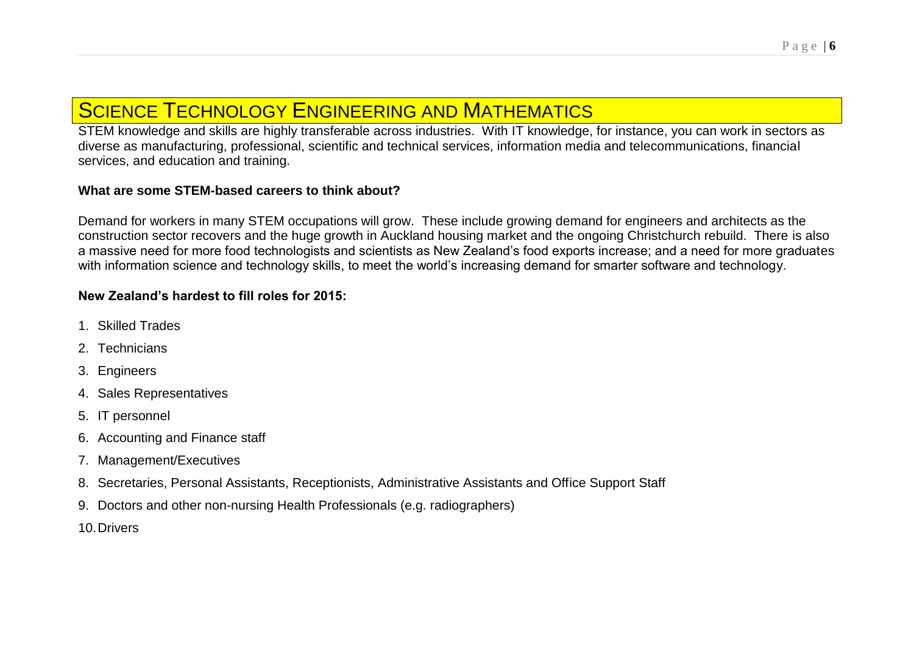# Science Technology Engineering and Mathematics

STEM knowledge and skills are highly transferable across industries. With IT knowledge, for instance, you can work in sectors as diverse as manufacturing, professional, scientific and technical services, information media and telecommunications, financial services, and education and training.

**What are some STEM-based careers to think about?**

Demand for workers in many STEM occupations will grow. These include growing demand for engineers and architects as the construction sector recovers and the huge growth in Auckland housing market and the ongoing Christchurch rebuild. There is also a massive need for more food technologists and scientists as New Zealand's food exports increase; and a need for more graduates with information science and technology skills, to meet the world's increasing demand for smarter software and technology.

**New Zealand's hardest to fill roles for 2015:**

1. Skilled Trades
2. Technicians
3. Engineers
4. Sales Representatives
5. IT personnel
6. Accounting and Finance staff
7. Management/Executives
8. Secretaries, Personal Assistants, Receptionists, Administrative Assistants and Office Support Staff
9. Doctors and other non-nursing Health Professionals (e.g. radiographers)
10. Drivers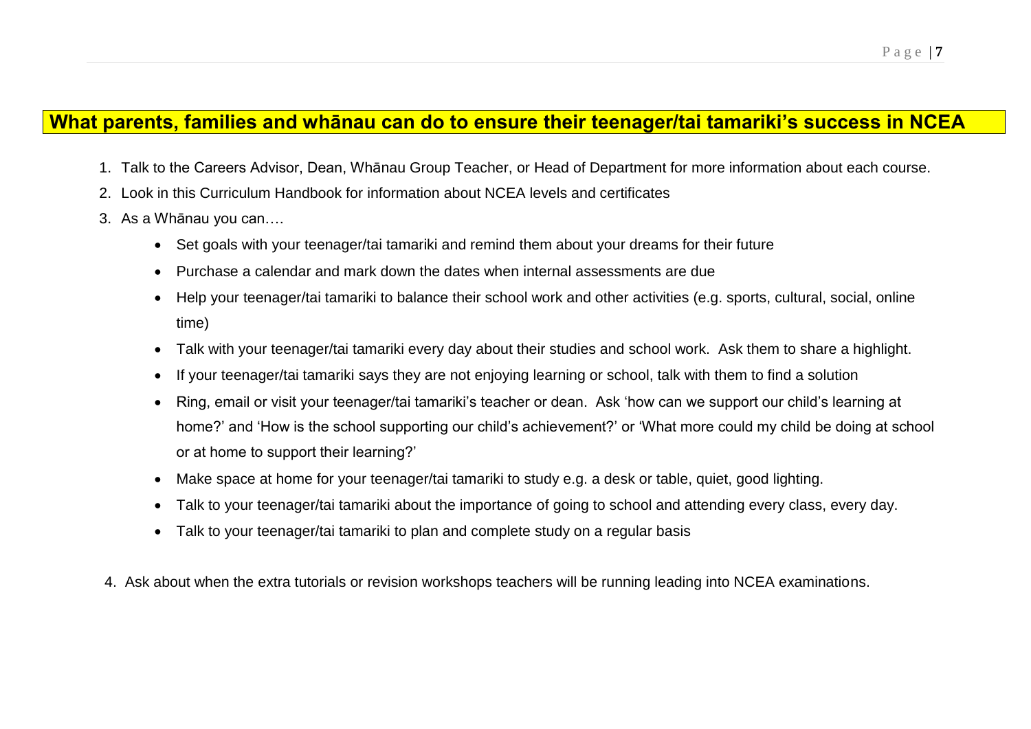## What parents, families and whānau can do to ensure their teenager/tai tamariki's success in NCEA

1. Talk to the Careers Advisor, Dean, Whānau Group Teacher, or Head of Department for more information about each course.
2. Look in this Curriculum Handbook for information about NCEA levels and certificates
3. As a Whānau you can….
   - Set goals with your teenager/tai tamariki and remind them about your dreams for their future
   - Purchase a calendar and mark down the dates when internal assessments are due
   - Help your teenager/tai tamariki to balance their school work and other activities (e.g. sports, cultural, social, online time)
   - Talk with your teenager/tai tamariki every day about their studies and school work. Ask them to share a highlight.
   - If your teenager/tai tamariki says they are not enjoying learning or school, talk with them to find a solution
   - Ring, email or visit your teenager/tai tamariki's teacher or dean. Ask 'how can we support our child's learning at home?' and 'How is the school supporting our child's achievement?' or 'What more could my child be doing at school or at home to support their learning?'
   - Make space at home for your teenager/tai tamariki to study e.g. a desk or table, quiet, good lighting.
   - Talk to your teenager/tai tamariki about the importance of going to school and attending every class, every day.
   - Talk to your teenager/tai tamariki to plan and complete study on a regular basis

4. Ask about when the extra tutorials or revision workshops teachers will be running leading into NCEA examinations.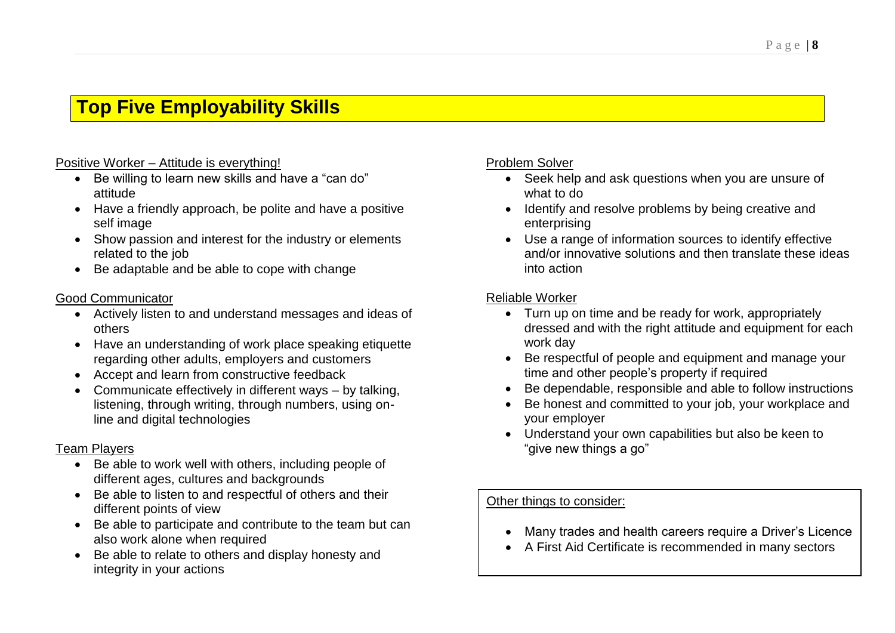# Top Five Employability Skills

Positive Worker – Attitude is everything!

- Be willing to learn new skills and have a "can do" attitude
- Have a friendly approach, be polite and have a positive self image
- Show passion and interest for the industry or elements related to the job
- Be adaptable and be able to cope with change

Good Communicator

- Actively listen to and understand messages and ideas of others
- Have an understanding of work place speaking etiquette regarding other adults, employers and customers
- Accept and learn from constructive feedback
- Communicate effectively in different ways – by talking, listening, through writing, through numbers, using on-line and digital technologies

Team Players

- Be able to work well with others, including people of different ages, cultures and backgrounds
- Be able to listen to and respectful of others and their different points of view
- Be able to participate and contribute to the team but can also work alone when required
- Be able to relate to others and display honesty and integrity in your actions

Problem Solver

- Seek help and ask questions when you are unsure of what to do
- Identify and resolve problems by being creative and enterprising
- Use a range of information sources to identify effective and/or innovative solutions and then translate these ideas into action

Reliable Worker

- Turn up on time and be ready for work, appropriately dressed and with the right attitude and equipment for each work day
- Be respectful of people and equipment and manage your time and other people's property if required
- Be dependable, responsible and able to follow instructions
- Be honest and committed to your job, your workplace and your employer
- Understand your own capabilities but also be keen to "give new things a go"

Other things to consider:

- Many trades and health careers require a Driver's Licence
- A First Aid Certificate is recommended in many sectors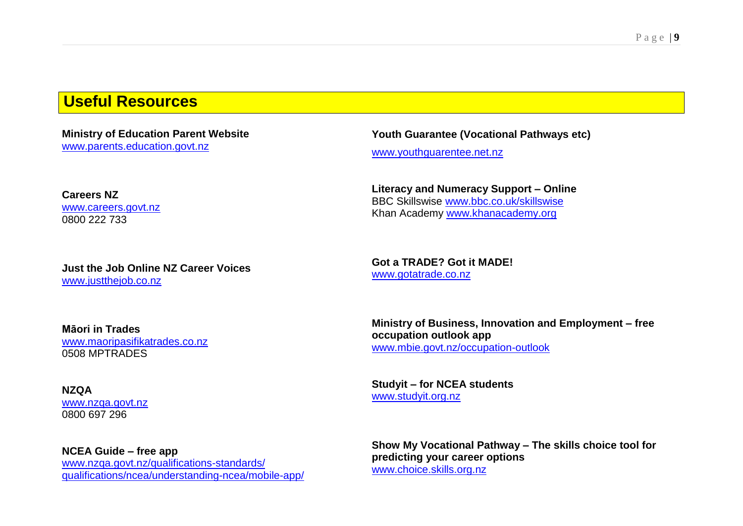## Useful Resources

**Ministry of Education Parent Website**
www.parents.education.govt.nz

**Careers NZ**
www.careers.govt.nz
0800 222 733

**Just the Job Online NZ Career Voices**
www.justthejob.co.nz

**Māori in Trades**
www.maoripasifikatrades.co.nz
0508 MPTRADES

**NZQA**
www.nzqa.govt.nz
0800 697 296

**NCEA Guide – free app**
www.nzqa.govt.nz/qualifications-standards/qualifications/ncea/understanding-ncea/mobile-app/

**Youth Guarantee (Vocational Pathways etc)**
www.youthguarentee.net.nz

**Literacy and Numeracy Support – Online**
BBC Skillswise www.bbc.co.uk/skillswise
Khan Academy www.khanacademy.org

**Got a TRADE? Got it MADE!**
www.gotatrade.co.nz

**Ministry of Business, Innovation and Employment – free occupation outlook app**
www.mbie.govt.nz/occupation-outlook

**Studyit – for NCEA students**
www.studyit.org.nz

**Show My Vocational Pathway – The skills choice tool for predicting your career options**
www.choice.skills.org.nz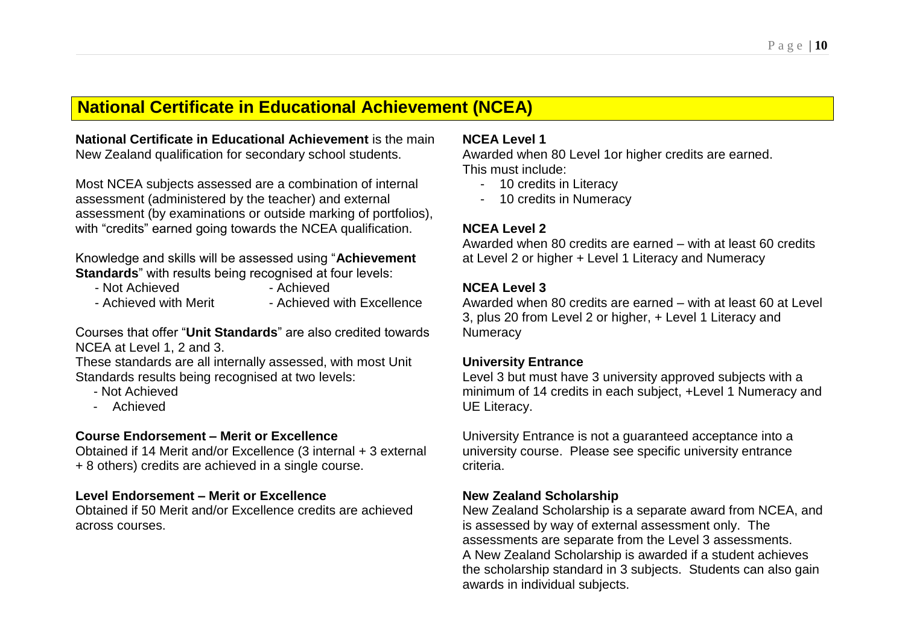## National Certificate in Educational Achievement (NCEA)

**National Certificate in Educational Achievement** is the main New Zealand qualification for secondary school students.

Most NCEA subjects assessed are a combination of internal assessment (administered by the teacher) and external assessment (by examinations or outside marking of portfolios), with "credits" earned going towards the NCEA qualification.

Knowledge and skills will be assessed using "**Achievement Standards**" with results being recognised at four levels:

- Not Achieved
- Achieved
- Achieved with Merit
- Achieved with Excellence

Courses that offer "**Unit Standards**" are also credited towards NCEA at Level 1, 2 and 3.

These standards are all internally assessed, with most Unit Standards results being recognised at two levels:

- Not Achieved
- Achieved

**Course Endorsement – Merit or Excellence**

Obtained if 14 Merit and/or Excellence (3 internal + 3 external + 8 others) credits are achieved in a single course.

**Level Endorsement – Merit or Excellence**

Obtained if 50 Merit and/or Excellence credits are achieved across courses.

**NCEA Level 1**

Awarded when 80 Level 1or higher credits are earned.
This must include:

- 10 credits in Literacy
- 10 credits in Numeracy

**NCEA Level 2**

Awarded when 80 credits are earned – with at least 60 credits at Level 2 or higher + Level 1 Literacy and Numeracy

**NCEA Level 3**

Awarded when 80 credits are earned – with at least 60 at Level 3, plus 20 from Level 2 or higher, + Level 1 Literacy and Numeracy

**University Entrance**

Level 3 but must have 3 university approved subjects with a minimum of 14 credits in each subject, +Level 1 Numeracy and UE Literacy.

University Entrance is not a guaranteed acceptance into a university course. Please see specific university entrance criteria.

**New Zealand Scholarship**

New Zealand Scholarship is a separate award from NCEA, and is assessed by way of external assessment only. The assessments are separate from the Level 3 assessments.
A New Zealand Scholarship is awarded if a student achieves the scholarship standard in 3 subjects. Students can also gain awards in individual subjects.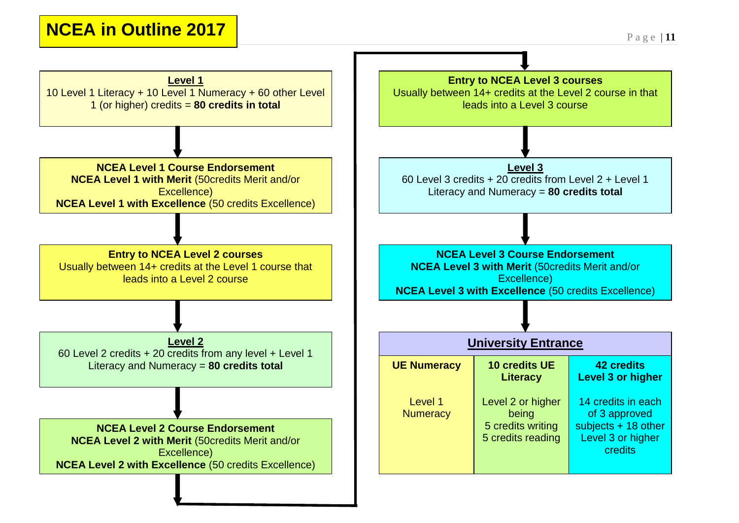# NCEA in Outline 2017

**Level 1**

10 Level 1 Literacy + 10 Level 1 Numeracy + 60 other Level 1 (or higher) credits = **80 credits in total**

**NCEA Level 1 Course Endorsement**
**NCEA Level 1 with Merit** (50credits Merit and/or Excellence)
**NCEA Level 1 with Excellence** (50 credits Excellence)

**Entry to NCEA Level 2 courses**
Usually between 14+ credits at the Level 1 course that leads into a Level 2 course

**Level 2**

60 Level 2 credits + 20 credits from any level + Level 1 Literacy and Numeracy = **80 credits total**

**NCEA Level 2 Course Endorsement**
**NCEA Level 2 with Merit** (50credits Merit and/or Excellence)
**NCEA Level 2 with Excellence** (50 credits Excellence)

**Entry to NCEA Level 3 courses**
Usually between 14+ credits at the Level 2 course in that leads into a Level 3 course

**Level 3**

60 Level 3 credits + 20 credits from Level 2 + Level 1 Literacy and Numeracy = **80 credits total**

**NCEA Level 3 Course Endorsement**
**NCEA Level 3 with Merit** (50credits Merit and/or Excellence)
**NCEA Level 3 with Excellence** (50 credits Excellence)

**University Entrance**

| **UE Numeracy** | **10 credits UE Literacy** | **42 credits Level 3 or higher** |
|---|---|---|
| Level 1 Numeracy | Level 2 or higher being 5 credits writing 5 credits reading | 14 credits in each of 3 approved subjects + 18 other Level 3 or higher credits |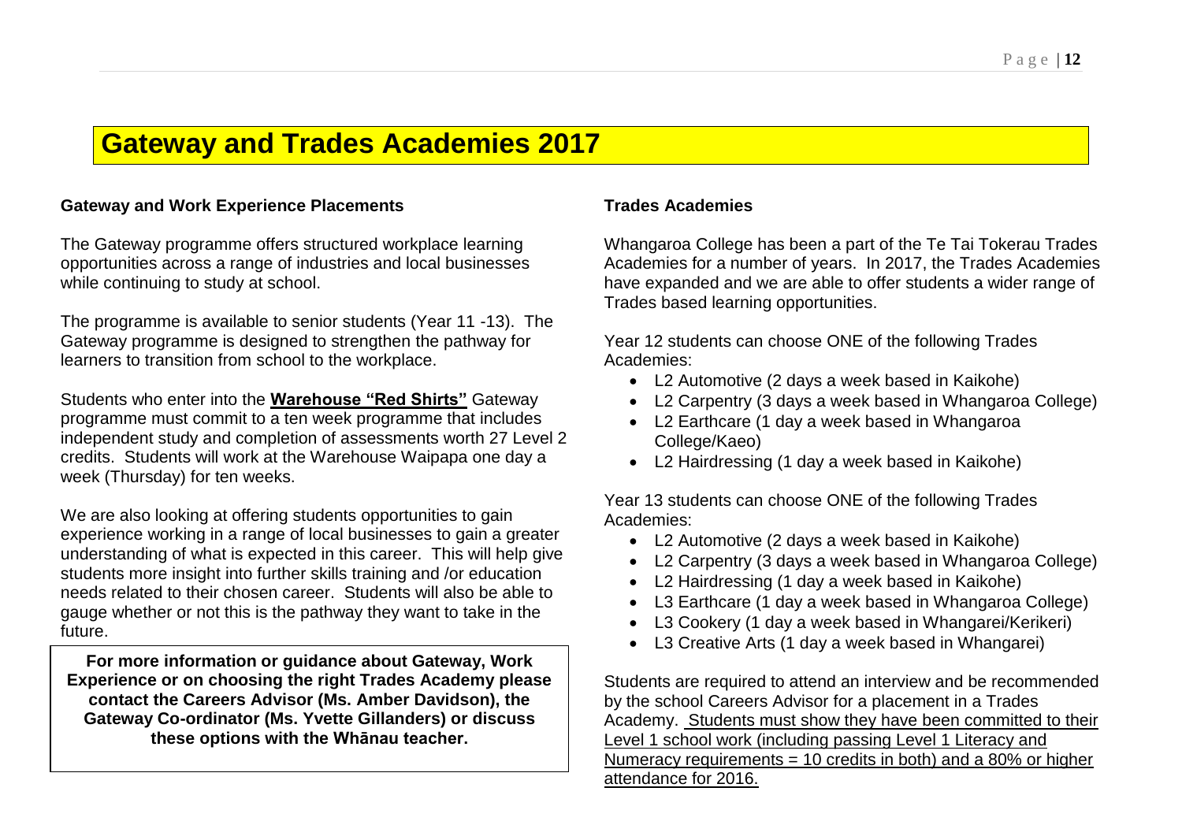# Gateway and Trades Academies 2017

### Gateway and Work Experience Placements

The Gateway programme offers structured workplace learning opportunities across a range of industries and local businesses while continuing to study at school.

The programme is available to senior students (Year 11 -13). The Gateway programme is designed to strengthen the pathway for learners to transition from school to the workplace.

Students who enter into the **<u>Warehouse "Red Shirts"</u>** Gateway programme must commit to a ten week programme that includes independent study and completion of assessments worth 27 Level 2 credits. Students will work at the Warehouse Waipapa one day a week (Thursday) for ten weeks.

We are also looking at offering students opportunities to gain experience working in a range of local businesses to gain a greater understanding of what is expected in this career. This will help give students more insight into further skills training and /or education needs related to their chosen career. Students will also be able to gauge whether or not this is the pathway they want to take in the future.

**For more information or guidance about Gateway, Work Experience or on choosing the right Trades Academy please contact the Careers Advisor (Ms. Amber Davidson), the Gateway Co-ordinator (Ms. Yvette Gillanders) or discuss these options with the Whānau teacher.**

### Trades Academies

Whangaroa College has been a part of the Te Tai Tokerau Trades Academies for a number of years. In 2017, the Trades Academies have expanded and we are able to offer students a wider range of Trades based learning opportunities.

Year 12 students can choose ONE of the following Trades Academies:

- L2 Automotive (2 days a week based in Kaikohe)
- L2 Carpentry (3 days a week based in Whangaroa College)
- L2 Earthcare (1 day a week based in Whangaroa College/Kaeo)
- L2 Hairdressing (1 day a week based in Kaikohe)

Year 13 students can choose ONE of the following Trades Academies:

- L2 Automotive (2 days a week based in Kaikohe)
- L2 Carpentry (3 days a week based in Whangaroa College)
- L2 Hairdressing (1 day a week based in Kaikohe)
- L3 Earthcare (1 day a week based in Whangaroa College)
- L3 Cookery (1 day a week based in Whangarei/Kerikeri)
- L3 Creative Arts (1 day a week based in Whangarei)

Students are required to attend an interview and be recommended by the school Careers Advisor for a placement in a Trades Academy. <u>Students must show they have been committed to their Level 1 school work (including passing Level 1 Literacy and Numeracy requirements = 10 credits in both) and a 80% or higher attendance for 2016.</u>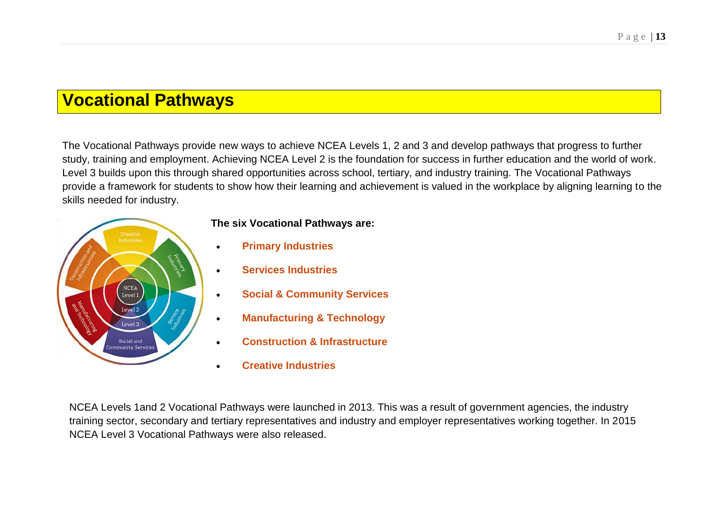# Vocational Pathways

The Vocational Pathways provide new ways to achieve NCEA Levels 1, 2 and 3 and develop pathways that progress to further study, training and employment. Achieving NCEA Level 2 is the foundation for success in further education and the world of work. Level 3 builds upon this through shared opportunities across school, tertiary, and industry training. The Vocational Pathways provide a framework for students to show how their learning and achievement is valued in the workplace by aligning learning to the skills needed for industry.

Creative Industries
Primary Industries
Service Industries
Social and Community Services
Manufacturing and Technology
Construction and Infrastructure
NCEA Level 1
Level 2
Level 3

**The six Vocational Pathways are:**

- **Primary Industries**
- **Services Industries**
- **Social & Community Services**
- **Manufacturing & Technology**
- **Construction & Infrastructure**
- **Creative Industries**

NCEA Levels 1and 2 Vocational Pathways were launched in 2013. This was a result of government agencies, the industry training sector, secondary and tertiary representatives and industry and employer representatives working together. In 2015 NCEA Level 3 Vocational Pathways were also released.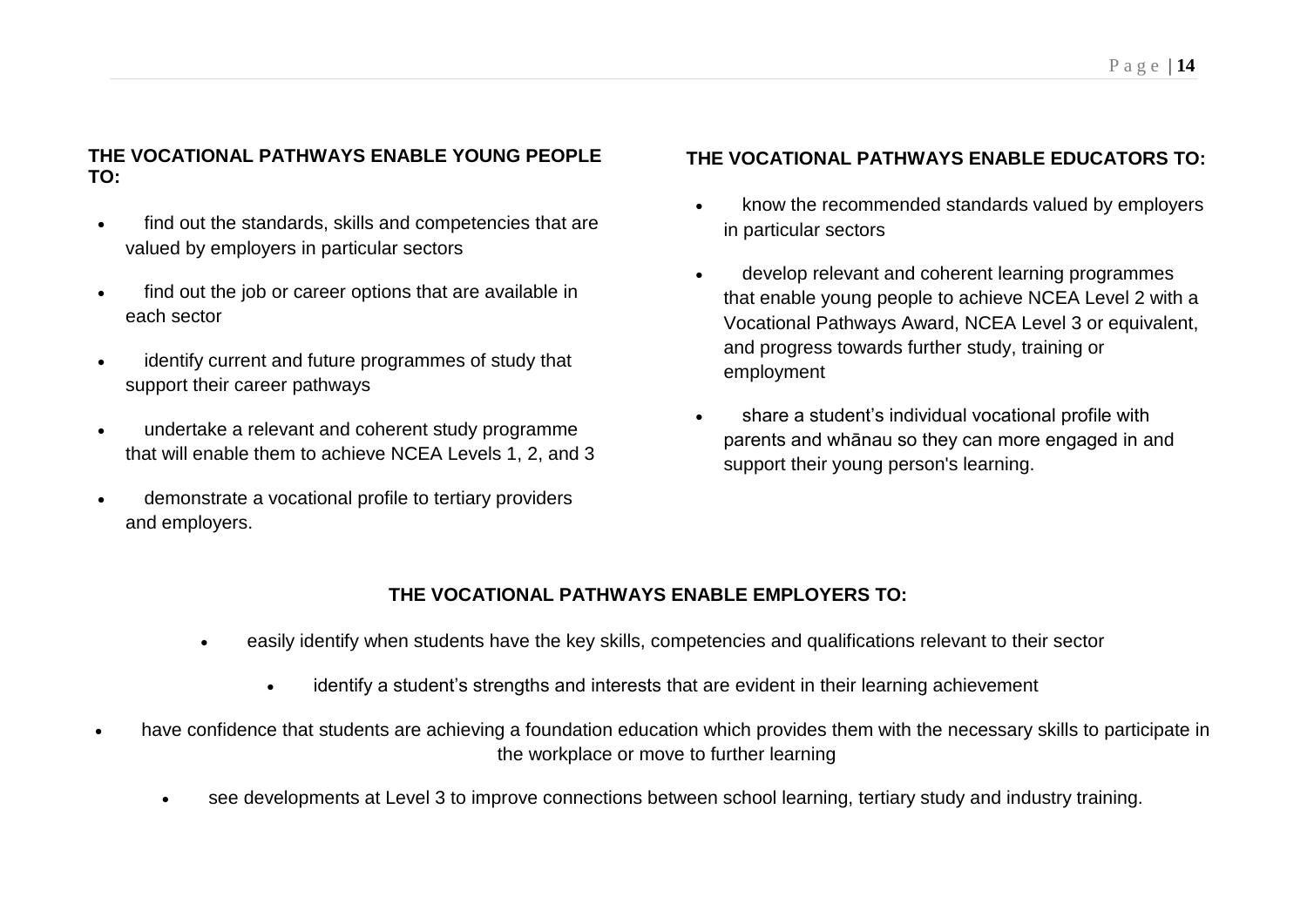### THE VOCATIONAL PATHWAYS ENABLE YOUNG PEOPLE TO:

- find out the standards, skills and competencies that are valued by employers in particular sectors
- find out the job or career options that are available in each sector
- identify current and future programmes of study that support their career pathways
- undertake a relevant and coherent study programme that will enable them to achieve NCEA Levels 1, 2, and 3
- demonstrate a vocational profile to tertiary providers and employers.

### THE VOCATIONAL PATHWAYS ENABLE EDUCATORS TO:

- know the recommended standards valued by employers in particular sectors
- develop relevant and coherent learning programmes that enable young people to achieve NCEA Level 2 with a Vocational Pathways Award, NCEA Level 3 or equivalent, and progress towards further study, training or employment
- share a student's individual vocational profile with parents and whānau so they can more engaged in and support their young person's learning.

### THE VOCATIONAL PATHWAYS ENABLE EMPLOYERS TO:

- easily identify when students have the key skills, competencies and qualifications relevant to their sector
- identify a student's strengths and interests that are evident in their learning achievement
- have confidence that students are achieving a foundation education which provides them with the necessary skills to participate in the workplace or move to further learning
- see developments at Level 3 to improve connections between school learning, tertiary study and industry training.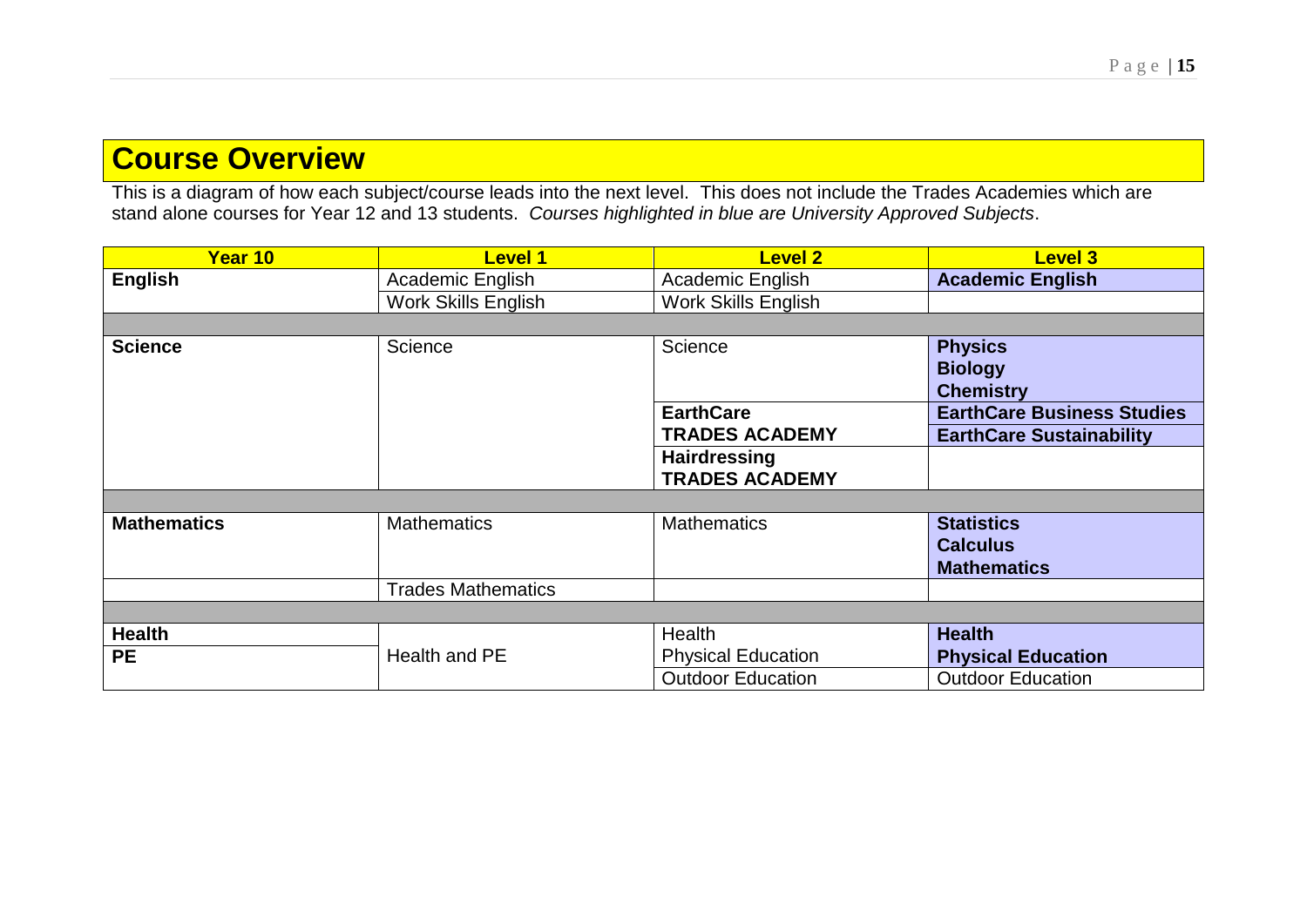## Course Overview

This is a diagram of how each subject/course leads into the next level. This does not include the Trades Academies which are stand alone courses for Year 12 and 13 students. *Courses highlighted in blue are University Approved Subjects*.

| Year 10 | Level 1 | Level 2 | Level 3 |
|---|---|---|---|
| **English** | Academic English | Academic English | **Academic English** |
| | Work Skills English | Work Skills English | |
| | | | |
| **Science** | Science | Science | **Physics**<br>**Biology**<br>**Chemistry** |
| | | **EarthCare**<br>**TRADES ACADEMY** | **EarthCare Business Studies**<br>**EarthCare Sustainability** |
| | | **Hairdressing**<br>**TRADES ACADEMY** | |
| | | | |
| **Mathematics** | Mathematics | Mathematics | **Statistics**<br>**Calculus**<br>**Mathematics** |
| | Trades Mathematics | | |
| | | | |
| **Health** | Health and PE | Health | **Health** |
| **PE** | | Physical Education | **Physical Education** |
| | | Outdoor Education | Outdoor Education |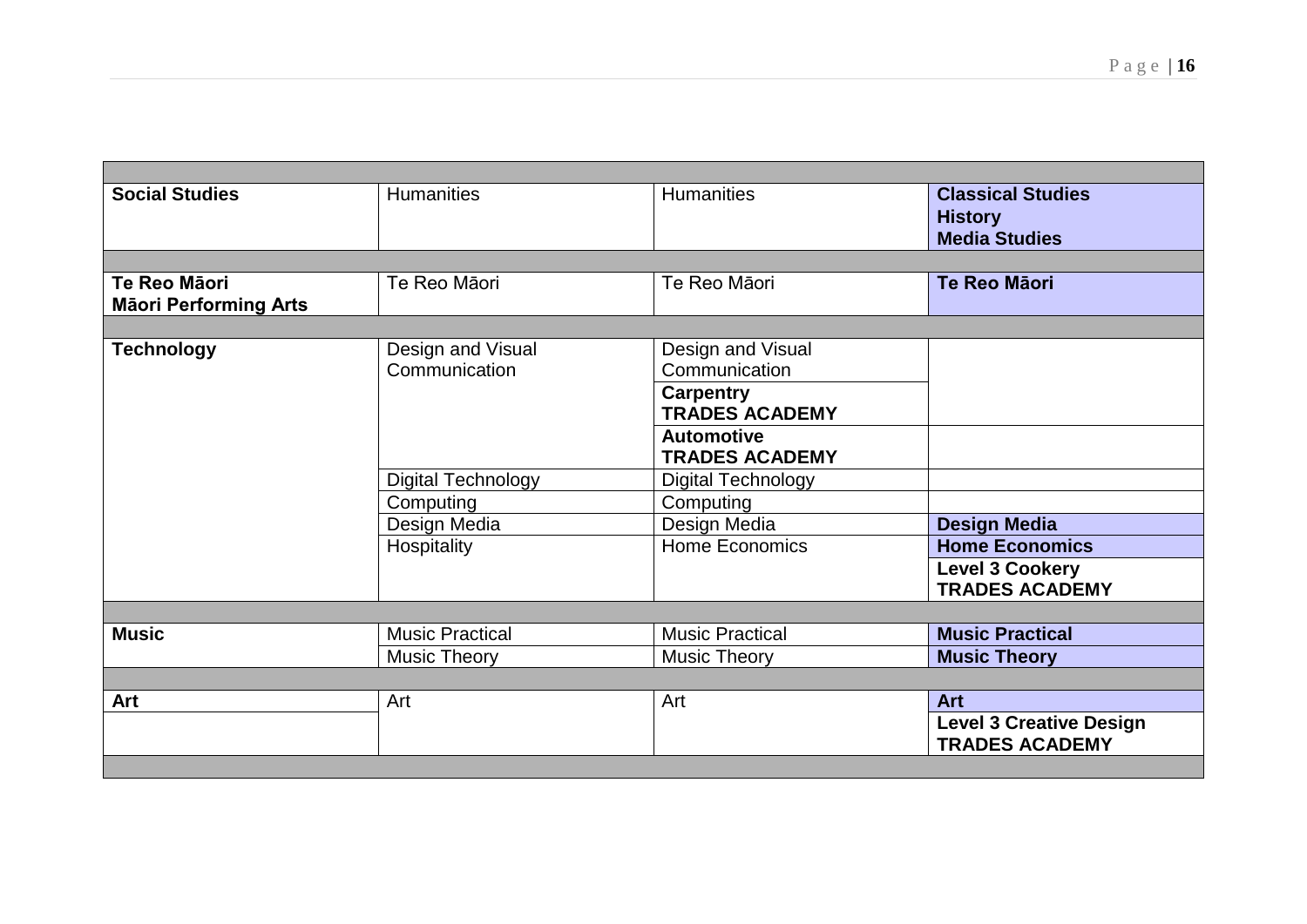| | | | |
|---|---|---|---|
| | | | |
| **Social Studies** | Humanities | Humanities | **Classical Studies**<br>**History**<br>**Media Studies** |
| | | | |
| **Te Reo Māori**<br>**Māori Performing Arts** | Te Reo Māori | Te Reo Māori | **Te Reo Māori** |
| | | | |
| **Technology** | Design and Visual Communication | Design and Visual Communication | |
| | | **Carpentry**<br>**TRADES ACADEMY** | |
| | | **Automotive**<br>**TRADES ACADEMY** | |
| | Digital Technology | Digital Technology | |
| | Computing | Computing | |
| | Design Media | Design Media | **Design Media** |
| | Hospitality | Home Economics | **Home Economics** |
| | | | **Level 3 Cookery**<br>**TRADES ACADEMY** |
| | | | |
| **Music** | Music Practical | Music Practical | **Music Practical** |
| | Music Theory | Music Theory | **Music Theory** |
| | | | |
| **Art** | Art | Art | **Art** |
| | | | **Level 3 Creative Design**<br>**TRADES ACADEMY** |
| | | | |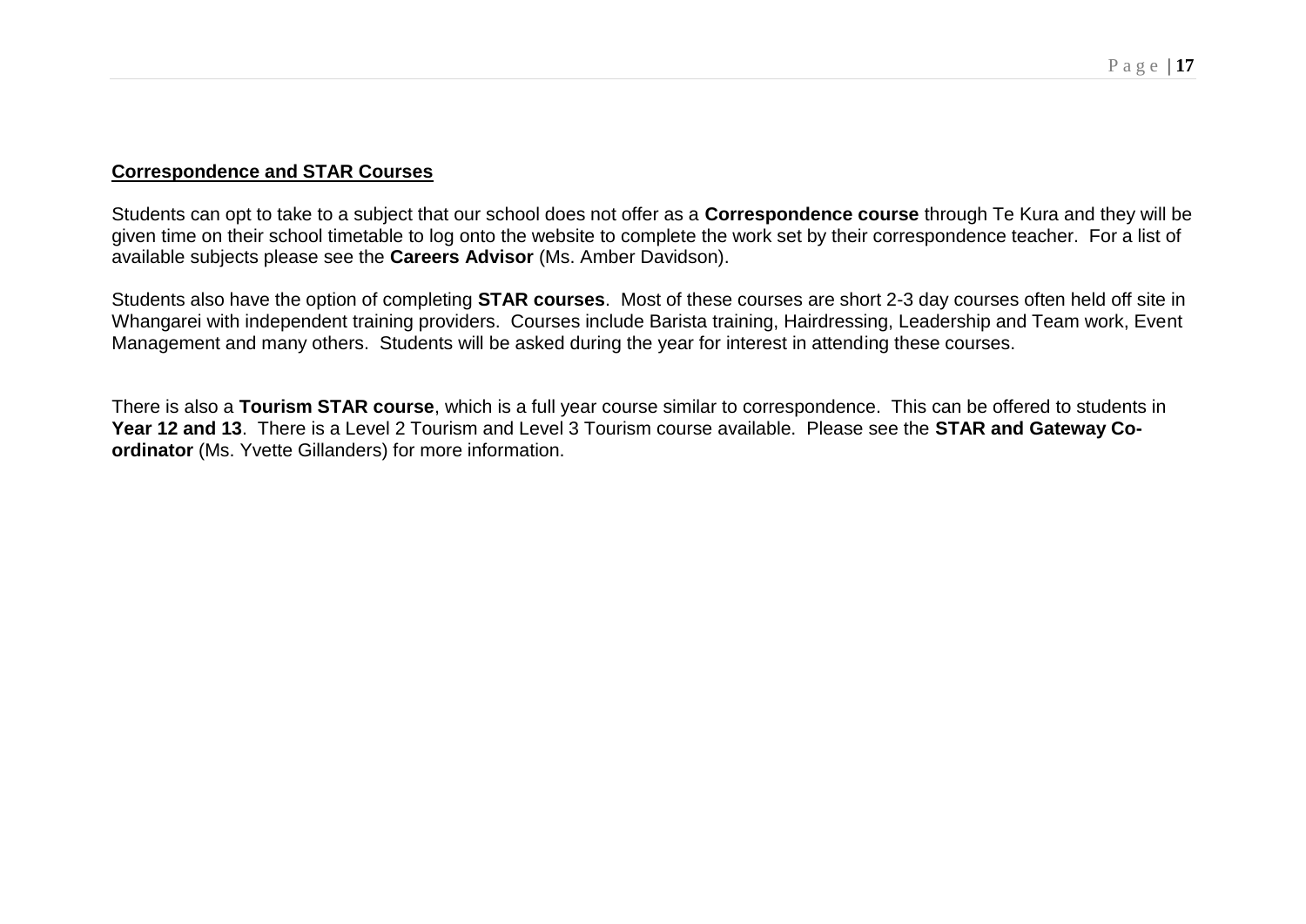## Correspondence and STAR Courses

Students can opt to take to a subject that our school does not offer as a **Correspondence course** through Te Kura and they will be given time on their school timetable to log onto the website to complete the work set by their correspondence teacher. For a list of available subjects please see the **Careers Advisor** (Ms. Amber Davidson).

Students also have the option of completing **STAR courses**. Most of these courses are short 2-3 day courses often held off site in Whangarei with independent training providers. Courses include Barista training, Hairdressing, Leadership and Team work, Event Management and many others. Students will be asked during the year for interest in attending these courses.

There is also a **Tourism STAR course**, which is a full year course similar to correspondence. This can be offered to students in **Year 12 and 13**. There is a Level 2 Tourism and Level 3 Tourism course available. Please see the **STAR and Gateway Co-ordinator** (Ms. Yvette Gillanders) for more information.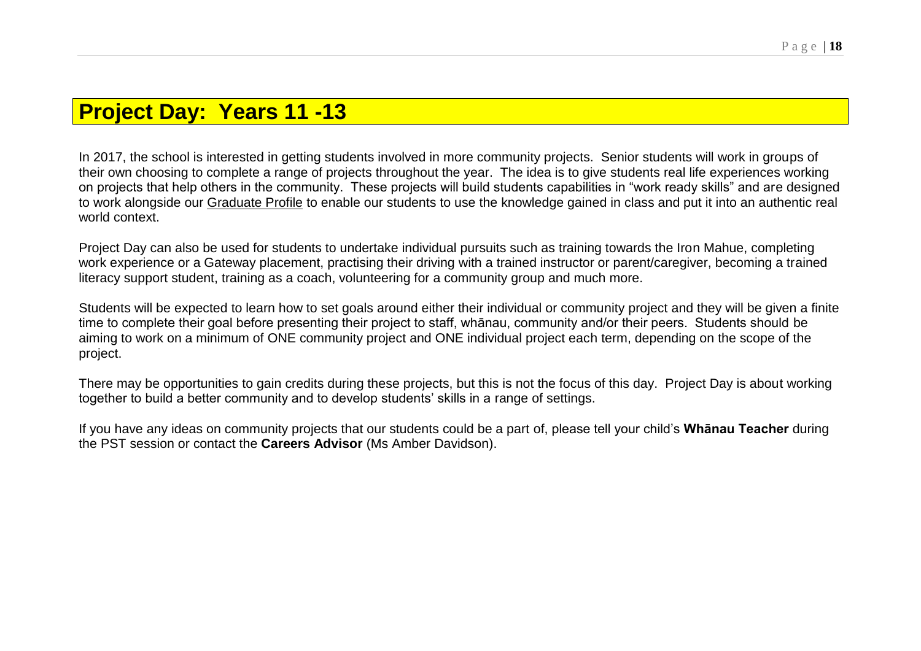# Project Day: Years 11 -13

In 2017, the school is interested in getting students involved in more community projects. Senior students will work in groups of their own choosing to complete a range of projects throughout the year. The idea is to give students real life experiences working on projects that help others in the community. These projects will build students capabilities in "work ready skills" and are designed to work alongside our Graduate Profile to enable our students to use the knowledge gained in class and put it into an authentic real world context.

Project Day can also be used for students to undertake individual pursuits such as training towards the Iron Mahue, completing work experience or a Gateway placement, practising their driving with a trained instructor or parent/caregiver, becoming a trained literacy support student, training as a coach, volunteering for a community group and much more.

Students will be expected to learn how to set goals around either their individual or community project and they will be given a finite time to complete their goal before presenting their project to staff, whānau, community and/or their peers. Students should be aiming to work on a minimum of ONE community project and ONE individual project each term, depending on the scope of the project.

There may be opportunities to gain credits during these projects, but this is not the focus of this day. Project Day is about working together to build a better community and to develop students' skills in a range of settings.

If you have any ideas on community projects that our students could be a part of, please tell your child's **Whānau Teacher** during the PST session or contact the **Careers Advisor** (Ms Amber Davidson).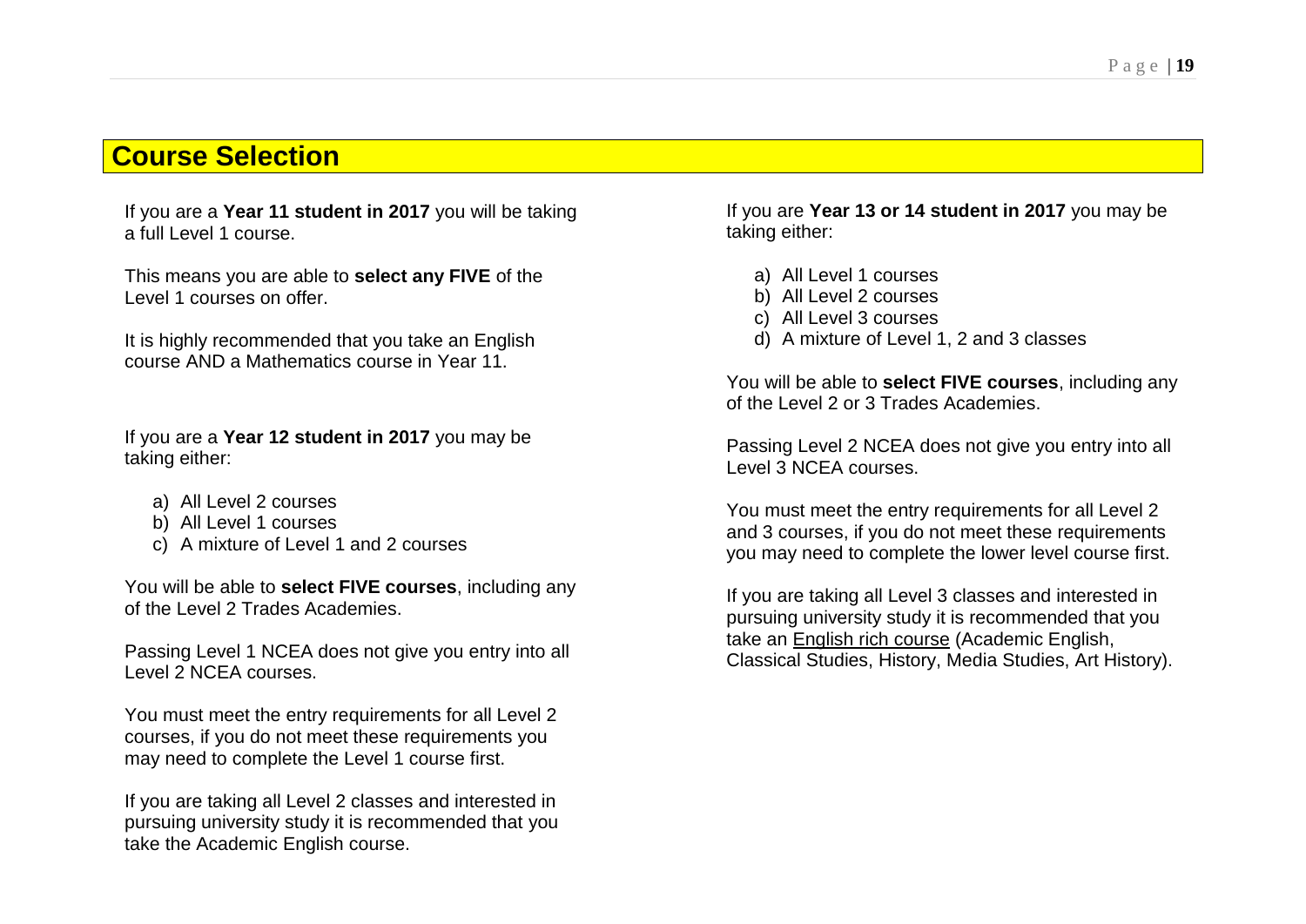# Course Selection

If you are a **Year 11 student in 2017** you will be taking a full Level 1 course.

This means you are able to **select any FIVE** of the Level 1 courses on offer.

It is highly recommended that you take an English course AND a Mathematics course in Year 11.

If you are a **Year 12 student in 2017** you may be taking either:

a) All Level 2 courses
b) All Level 1 courses
c) A mixture of Level 1 and 2 courses

You will be able to **select FIVE courses**, including any of the Level 2 Trades Academies.

Passing Level 1 NCEA does not give you entry into all Level 2 NCEA courses.

You must meet the entry requirements for all Level 2 courses, if you do not meet these requirements you may need to complete the Level 1 course first.

If you are taking all Level 2 classes and interested in pursuing university study it is recommended that you take the Academic English course.

If you are **Year 13 or 14 student in 2017** you may be taking either:

a) All Level 1 courses
b) All Level 2 courses
c) All Level 3 courses
d) A mixture of Level 1, 2 and 3 classes

You will be able to **select FIVE courses**, including any of the Level 2 or 3 Trades Academies.

Passing Level 2 NCEA does not give you entry into all Level 3 NCEA courses.

You must meet the entry requirements for all Level 2 and 3 courses, if you do not meet these requirements you may need to complete the lower level course first.

If you are taking all Level 3 classes and interested in pursuing university study it is recommended that you take an English rich course (Academic English, Classical Studies, History, Media Studies, Art History).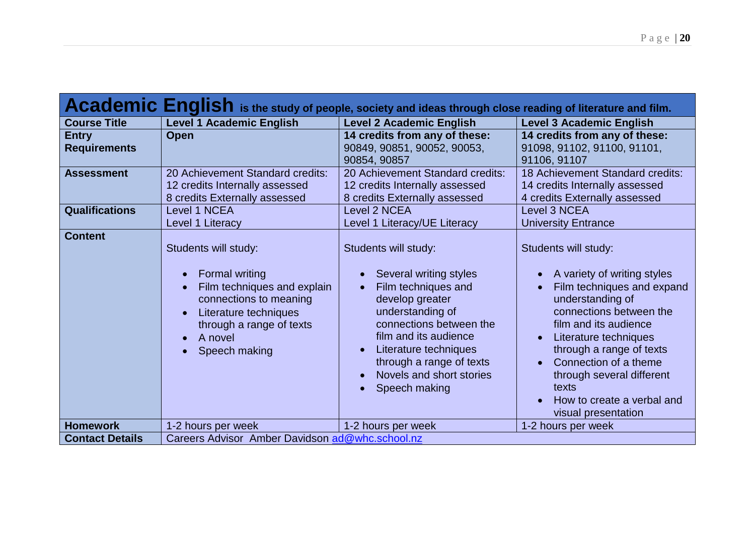## Academic English is the study of people, society and ideas through close reading of literature and film.

| Course Title | Level 1 Academic English | Level 2 Academic English | Level 3 Academic English |
|---|---|---|---|
| **Entry Requirements** | **Open** | **14 credits from any of these:** 90849, 90851, 90052, 90053, 90854, 90857 | **14 credits from any of these:** 91098, 91102, 91100, 91101, 91106, 91107 |
| **Assessment** | 20 Achievement Standard credits:<br>12 credits Internally assessed<br>8 credits Externally assessed | 20 Achievement Standard credits:<br>12 credits Internally assessed<br>8 credits Externally assessed | 18 Achievement Standard credits:<br>14 credits Internally assessed<br>4 credits Externally assessed |
| **Qualifications** | Level 1 NCEA<br>Level 1 Literacy | Level 2 NCEA<br>Level 1 Literacy/UE Literacy | Level 3 NCEA<br>University Entrance |
| **Content** | Students will study:<br>• Formal writing<br>• Film techniques and explain connections to meaning<br>• Literature techniques through a range of texts<br>• A novel<br>• Speech making | Students will study:<br>• Several writing styles<br>• Film techniques and develop greater understanding of connections between the film and its audience<br>• Literature techniques through a range of texts<br>• Novels and short stories<br>• Speech making | Students will study:<br>• A variety of writing styles<br>• Film techniques and expand understanding of connections between the film and its audience<br>• Literature techniques through a range of texts<br>• Connection of a theme through several different texts<br>• How to create a verbal and visual presentation |
| **Homework** | 1-2 hours per week | 1-2 hours per week | 1-2 hours per week |
| **Contact Details** | Careers Advisor Amber Davidson ad@whc.school.nz | | |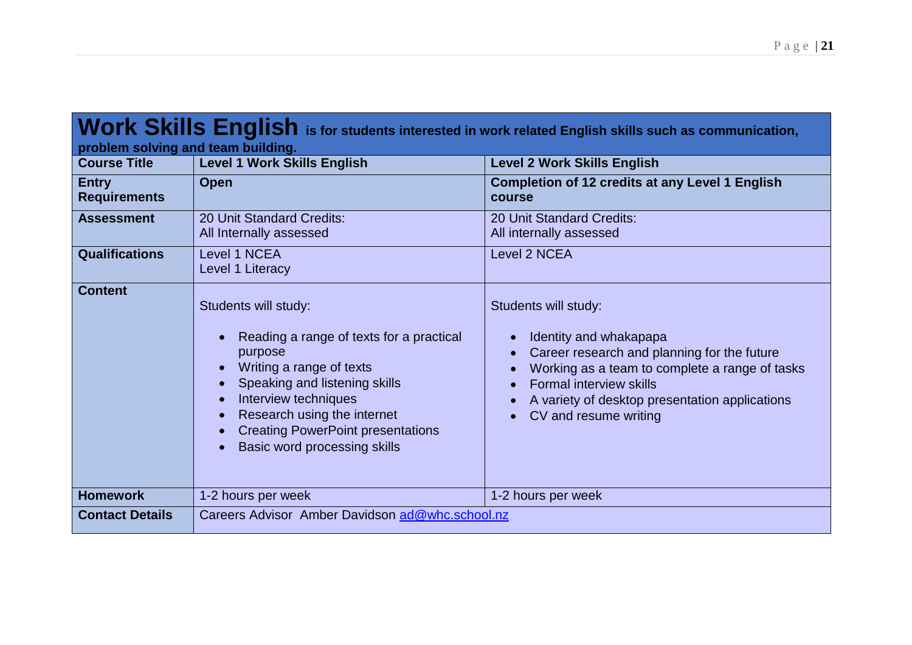# Work Skills English

**is for students interested in work related English skills such as communication, problem solving and team building.**

| Course Title | Level 1 Work Skills English | Level 2 Work Skills English |
|---|---|---|
| **Entry Requirements** | **Open** | **Completion of 12 credits at any Level 1 English course** |
| **Assessment** | 20 Unit Standard Credits:<br>All Internally assessed | 20 Unit Standard Credits:<br>All internally assessed |
| **Qualifications** | Level 1 NCEA<br>Level 1 Literacy | Level 2 NCEA |
| **Content** | Students will study:<br>• Reading a range of texts for a practical purpose<br>• Writing a range of texts<br>• Speaking and listening skills<br>• Interview techniques<br>• Research using the internet<br>• Creating PowerPoint presentations<br>• Basic word processing skills | Students will study:<br>• Identity and whakapapa<br>• Career research and planning for the future<br>• Working as a team to complete a range of tasks<br>• Formal interview skills<br>• A variety of desktop presentation applications<br>• CV and resume writing |
| **Homework** | 1-2 hours per week | 1-2 hours per week |
| **Contact Details** | Careers Advisor Amber Davidson ad@whc.school.nz | |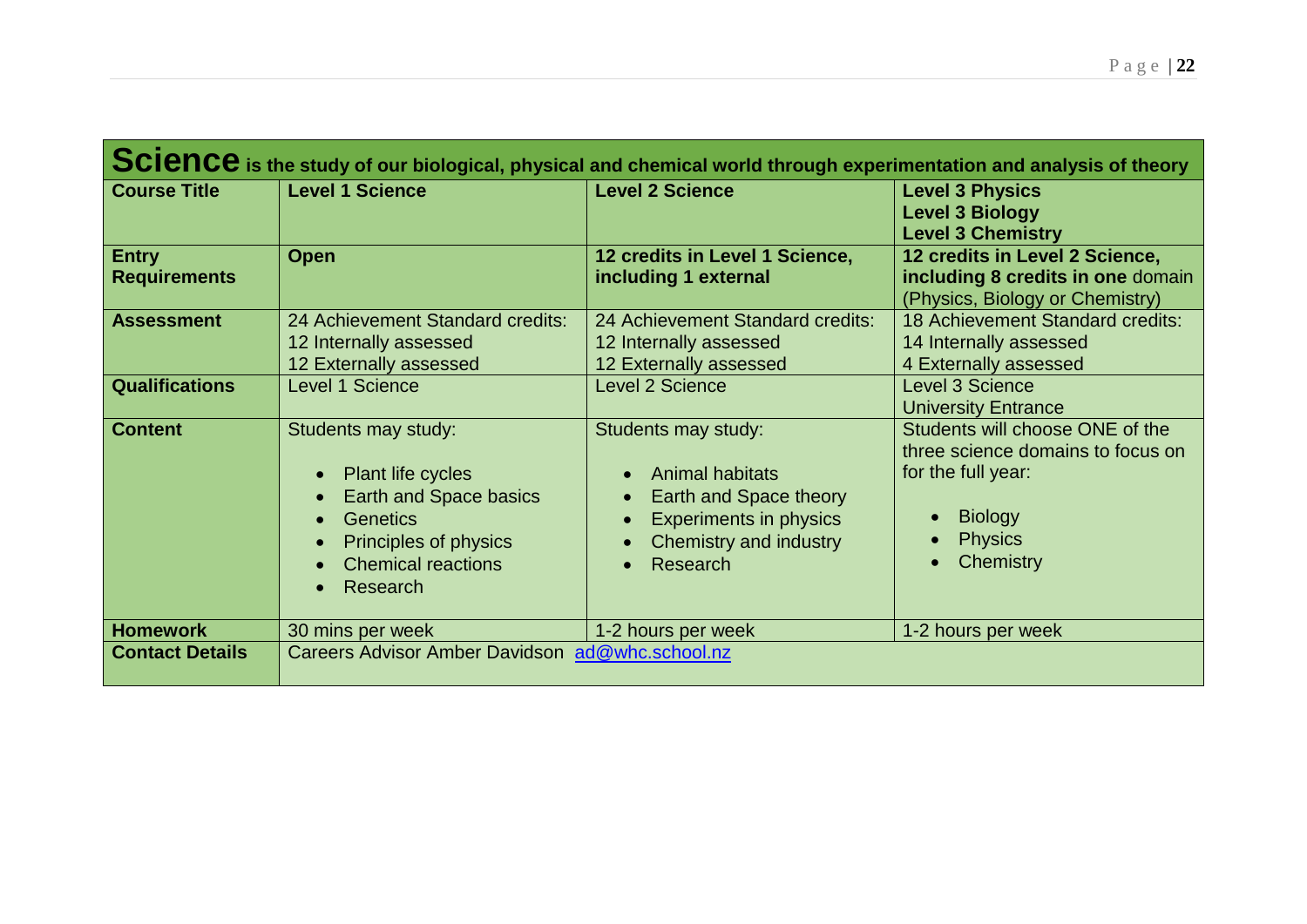**Science** is the study of our biological, physical and chemical world through experimentation and analysis of theory

| **Course Title** | **Level 1 Science** | **Level 2 Science** | **Level 3 Physics**<br>**Level 3 Biology**<br>**Level 3 Chemistry** |
|---|---|---|---|
| **Entry Requirements** | **Open** | **12 credits in Level 1 Science, including 1 external** | **12 credits in Level 2 Science, including 8 credits in one** domain (Physics, Biology or Chemistry) |
| **Assessment** | 24 Achievement Standard credits:<br>12 Internally assessed<br>12 Externally assessed | 24 Achievement Standard credits:<br>12 Internally assessed<br>12 Externally assessed | 18 Achievement Standard credits:<br>14 Internally assessed<br>4 Externally assessed |
| **Qualifications** | Level 1 Science | Level 2 Science | Level 3 Science<br>University Entrance |
| **Content** | Students may study:<br>• Plant life cycles<br>• Earth and Space basics<br>• Genetics<br>• Principles of physics<br>• Chemical reactions<br>• Research | Students may study:<br>• Animal habitats<br>• Earth and Space theory<br>• Experiments in physics<br>• Chemistry and industry<br>• Research | Students will choose ONE of the three science domains to focus on for the full year:<br>• Biology<br>• Physics<br>• Chemistry |
| **Homework** | 30 mins per week | 1-2 hours per week | 1-2 hours per week |
| **Contact Details** | Careers Advisor Amber Davidson ad@whc.school.nz | | |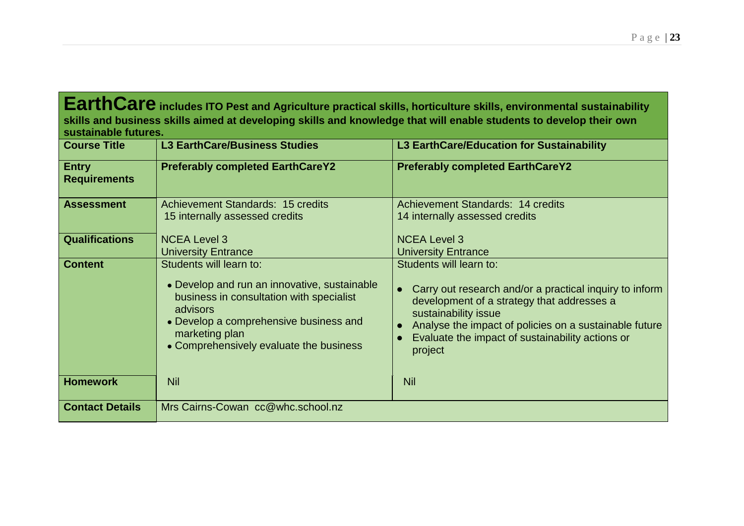**EarthCare** **includes ITO Pest and Agriculture practical skills, horticulture skills, environmental sustainability skills and business skills aimed at developing skills and knowledge that will enable students to develop their own sustainable futures.**

| | | |
|---|---|---|
| **Course Title** | **L3 EarthCare/Business Studies** | **L3 EarthCare/Education for Sustainability** |
| **Entry Requirements** | **Preferably completed EarthCareY2** | **Preferably completed EarthCareY2** |
| **Assessment** | Achievement Standards: 15 credits<br>15 internally assessed credits | Achievement Standards: 14 credits<br>14 internally assessed credits |
| **Qualifications** | NCEA Level 3<br>University Entrance | NCEA Level 3<br>University Entrance |
| **Content** | Students will learn to:<br>• Develop and run an innovative, sustainable business in consultation with specialist advisors<br>• Develop a comprehensive business and marketing plan<br>• Comprehensively evaluate the business | Students will learn to:<br>• Carry out research and/or a practical inquiry to inform development of a strategy that addresses a sustainability issue<br>• Analyse the impact of policies on a sustainable future<br>• Evaluate the impact of sustainability actions or project |
| **Homework** | Nil | Nil |
| **Contact Details** | Mrs Cairns-Cowan cc@whc.school.nz | |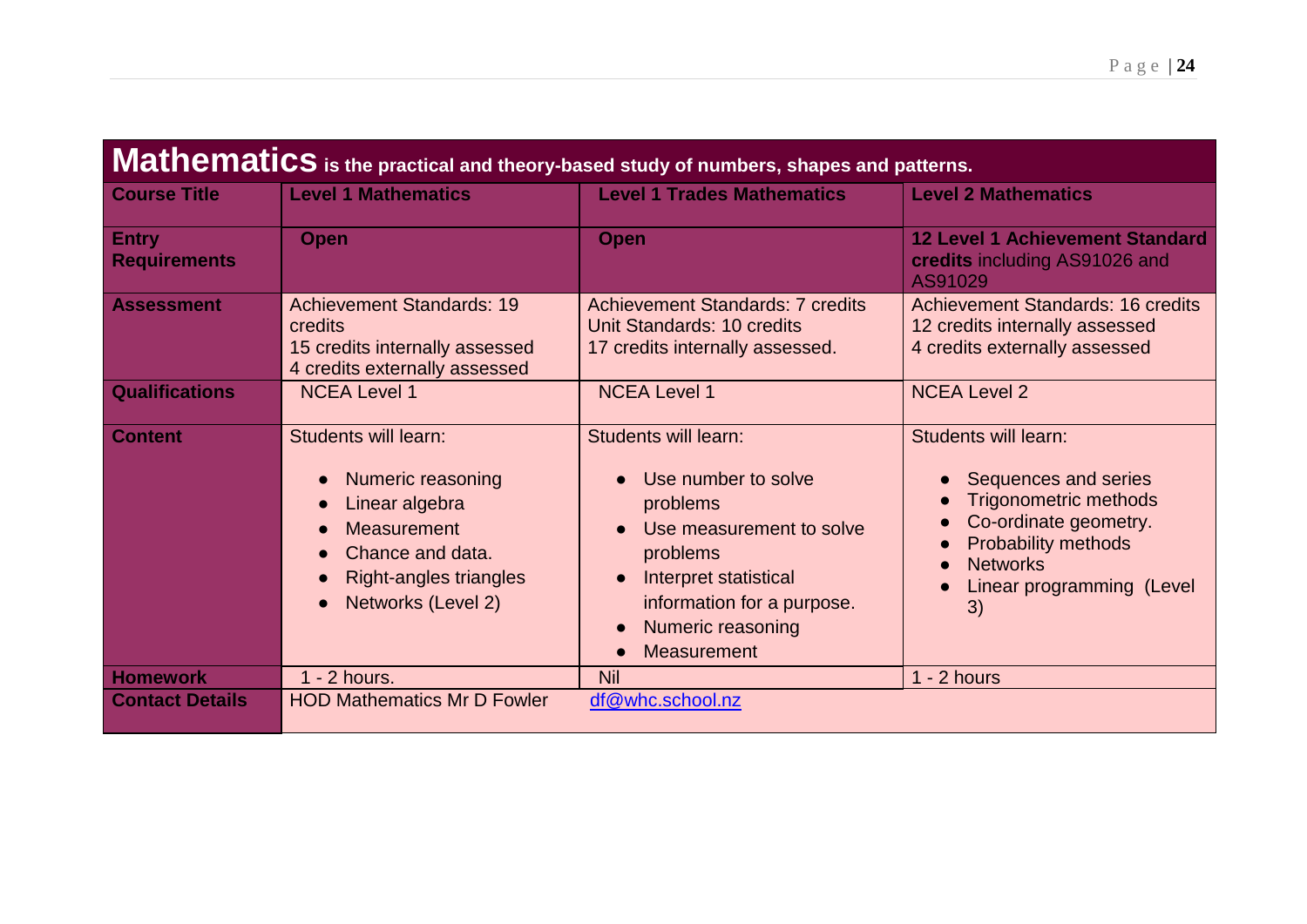**Mathematics** **is the practical and theory-based study of numbers, shapes and patterns.**

| Course Title | Level 1 Mathematics | Level 1 Trades Mathematics | Level 2 Mathematics |
|---|---|---|---|
| **Entry Requirements** | **Open** | **Open** | **12 Level 1 Achievement Standard credits** including AS91026 and AS91029 |
| **Assessment** | Achievement Standards: 19 credits<br>15 credits internally assessed<br>4 credits externally assessed | Achievement Standards: 7 credits<br>Unit Standards: 10 credits<br>17 credits internally assessed. | Achievement Standards: 16 credits<br>12 credits internally assessed<br>4 credits externally assessed |
| **Qualifications** | NCEA Level 1 | NCEA Level 1 | NCEA Level 2 |
| **Content** | Students will learn:<br>• Numeric reasoning<br>• Linear algebra<br>• Measurement<br>• Chance and data.<br>• Right-angles triangles<br>• Networks (Level 2) | Students will learn:<br>• Use number to solve problems<br>• Use measurement to solve problems<br>• Interpret statistical information for a purpose.<br>• Numeric reasoning<br>• Measurement | Students will learn:<br>• Sequences and series<br>• Trigonometric methods<br>• Co-ordinate geometry.<br>• Probability methods<br>• Networks<br>• Linear programming (Level 3) |
| **Homework** | 1 - 2 hours. | Nil | 1 - 2 hours |
| **Contact Details** | HOD Mathematics Mr D Fowler | df@whc.school.nz | |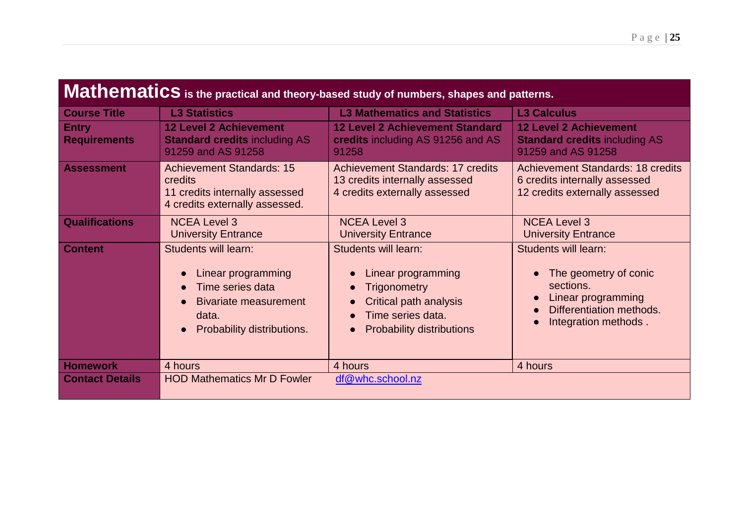# Mathematics is the practical and theory-based study of numbers, shapes and patterns.

| Course Title | L3 Statistics | L3 Mathematics and Statistics | L3 Calculus |
|---|---|---|---|
| **Entry Requirements** | **12 Level 2 Achievement Standard credits** including AS 91259 and AS 91258 | **12 Level 2 Achievement Standard credits** including AS 91256 and AS 91258 | **12 Level 2 Achievement Standard credits** including AS 91259 and AS 91258 |
| **Assessment** | Achievement Standards: 15 credits<br>11 credits internally assessed<br>4 credits externally assessed. | Achievement Standards: 17 credits<br>13 credits internally assessed<br>4 credits externally assessed | Achievement Standards: 18 credits<br>6 credits internally assessed<br>12 credits externally assessed |
| **Qualifications** | NCEA Level 3<br>University Entrance | NCEA Level 3<br>University Entrance | NCEA Level 3<br>University Entrance |
| **Content** | Students will learn:<br>• Linear programming<br>• Time series data<br>• Bivariate measurement data.<br>• Probability distributions. | Students will learn:<br>• Linear programming<br>• Trigonometry<br>• Critical path analysis<br>• Time series data.<br>• Probability distributions | Students will learn:<br>• The geometry of conic sections.<br>• Linear programming<br>• Differentiation methods.<br>• Integration methods . |
| **Homework** | 4 hours | 4 hours | 4 hours |
| **Contact Details** | HOD Mathematics Mr D Fowler | df@whc.school.nz | |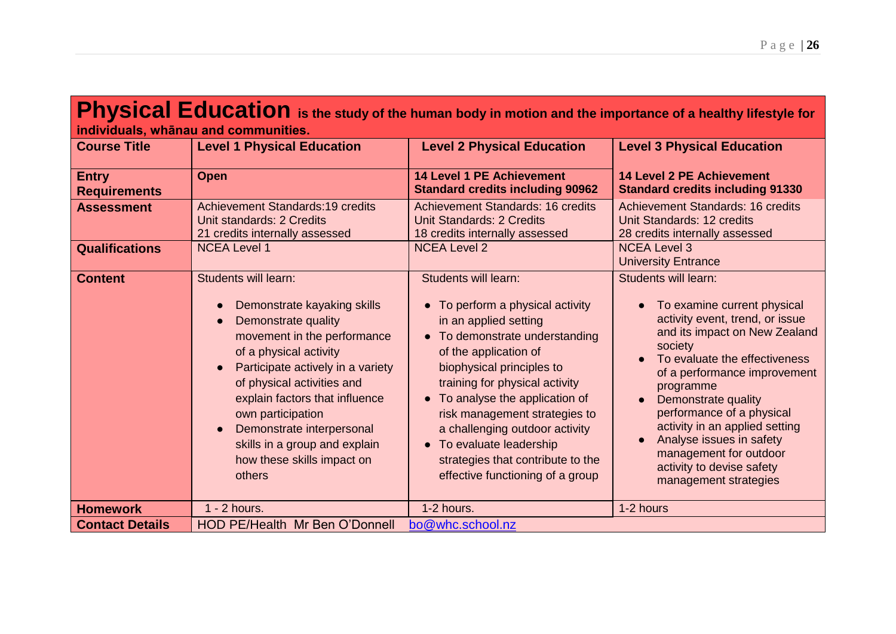# Physical Education

**is the study of the human body in motion and the importance of a healthy lifestyle for individuals, whānau and communities.**

| **Course Title** | **Level 1 Physical Education** | **Level 2 Physical Education** | **Level 3 Physical Education** |
|---|---|---|---|
| **Entry Requirements** | **Open** | **14 Level 1 PE Achievement Standard credits including 90962** | **14 Level 2 PE Achievement Standard credits including 91330** |
| **Assessment** | Achievement Standards:19 credits<br>Unit standards: 2 Credits<br>21 credits internally assessed | Achievement Standards: 16 credits<br>Unit Standards: 2 Credits<br>18 credits internally assessed | Achievement Standards: 16 credits<br>Unit Standards: 12 credits<br>28 credits internally assessed |
| **Qualifications** | NCEA Level 1 | NCEA Level 2 | NCEA Level 3<br>University Entrance |
| **Content** | Students will learn:<br>• Demonstrate kayaking skills<br>• Demonstrate quality movement in the performance of a physical activity<br>• Participate actively in a variety of physical activities and explain factors that influence own participation<br>• Demonstrate interpersonal skills in a group and explain how these skills impact on others | Students will learn:<br>• To perform a physical activity in an applied setting<br>• To demonstrate understanding of the application of biophysical principles to training for physical activity<br>• To analyse the application of risk management strategies to a challenging outdoor activity<br>• To evaluate leadership strategies that contribute to the effective functioning of a group | Students will learn:<br>• To examine current physical activity event, trend, or issue and its impact on New Zealand society<br>• To evaluate the effectiveness of a performance improvement programme<br>• Demonstrate quality performance of a physical activity in an applied setting<br>• Analyse issues in safety management for outdoor activity to devise safety management strategies |
| **Homework** | 1 - 2 hours. | 1-2 hours. | 1-2 hours |
| **Contact Details** | HOD PE/Health Mr Ben O'Donnell | bo@whc.school.nz | |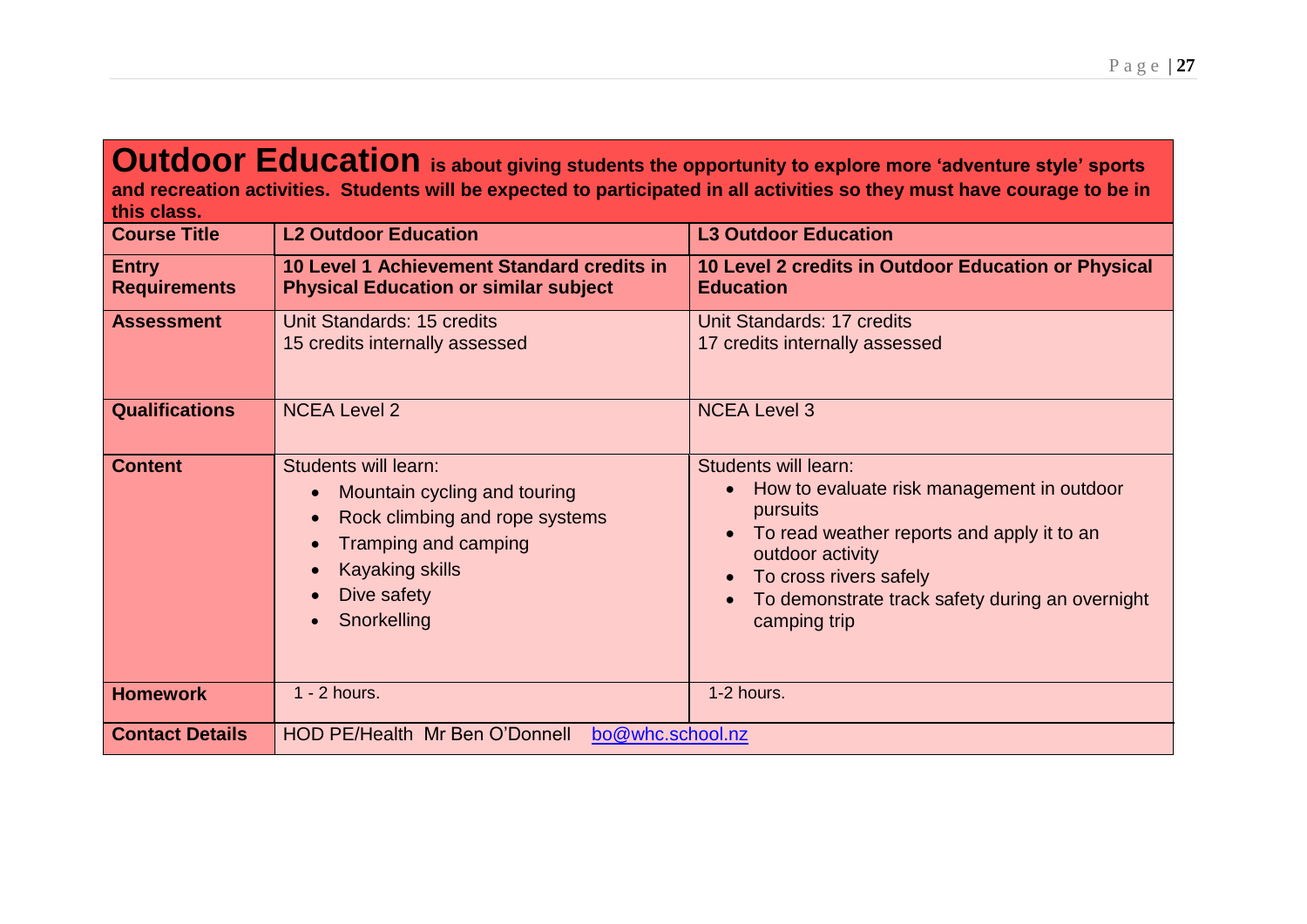**Outdoor Education** **is about giving students the opportunity to explore more 'adventure style' sports and recreation activities. Students will be expected to participated in all activities so they must have courage to be in this class.**

| **Course Title** | **L2 Outdoor Education** | **L3 Outdoor Education** |
|---|---|---|
| **Entry Requirements** | **10 Level 1 Achievement Standard credits in Physical Education or similar subject** | **10 Level 2 credits in Outdoor Education or Physical Education** |
| **Assessment** | Unit Standards: 15 credits<br>15 credits internally assessed | Unit Standards: 17 credits<br>17 credits internally assessed |
| **Qualifications** | NCEA Level 2 | NCEA Level 3 |
| **Content** | Students will learn:<br>• Mountain cycling and touring<br>• Rock climbing and rope systems<br>• Tramping and camping<br>• Kayaking skills<br>• Dive safety<br>• Snorkelling | Students will learn:<br>• How to evaluate risk management in outdoor pursuits<br>• To read weather reports and apply it to an outdoor activity<br>• To cross rivers safely<br>• To demonstrate track safety during an overnight camping trip |
| **Homework** | 1 - 2 hours. | 1-2 hours. |
| **Contact Details** | HOD PE/Health Mr Ben O'Donnell bo@whc.school.nz | |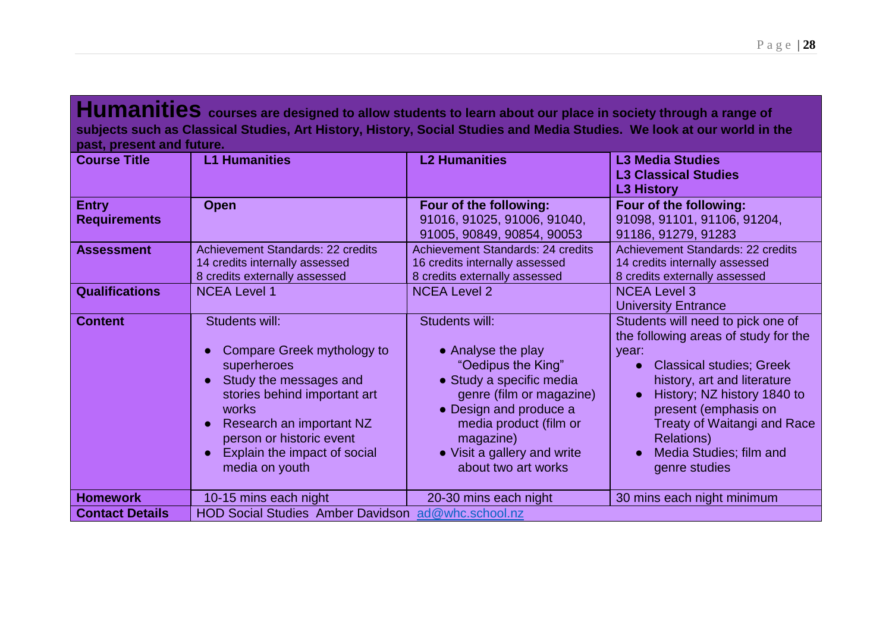**Humanities** courses are designed to allow students to learn about our place in society through a range of subjects such as Classical Studies, Art History, History, Social Studies and Media Studies. We look at our world in the past, present and future.

| **Course Title** | **L1 Humanities** | **L2 Humanities** | **L3 Media Studies**<br>**L3 Classical Studies**<br>**L3 History** |
|---|---|---|---|
| **Entry Requirements** | **Open** | **Four of the following:**<br>91016, 91025, 91006, 91040, 91005, 90849, 90854, 90053 | **Four of the following:**<br>91098, 91101, 91106, 91204, 91186, 91279, 91283 |
| **Assessment** | Achievement Standards: 22 credits<br>14 credits internally assessed<br>8 credits externally assessed | Achievement Standards: 24 credits<br>16 credits internally assessed<br>8 credits externally assessed | Achievement Standards: 22 credits<br>14 credits internally assessed<br>8 credits externally assessed |
| **Qualifications** | NCEA Level 1 | NCEA Level 2 | NCEA Level 3<br>University Entrance |
| **Content** | Students will:<br>• Compare Greek mythology to superheroes<br>• Study the messages and stories behind important art works<br>• Research an important NZ person or historic event<br>• Explain the impact of social media on youth | Students will:<br>• Analyse the play "Oedipus the King"<br>• Study a specific media genre (film or magazine)<br>• Design and produce a media product (film or magazine)<br>• Visit a gallery and write about two art works | Students will need to pick one of the following areas of study for the year:<br>• Classical studies; Greek history, art and literature<br>• History; NZ history 1840 to present (emphasis on Treaty of Waitangi and Race Relations)<br>• Media Studies; film and genre studies |
| **Homework** | 10-15 mins each night | 20-30 mins each night | 30 mins each night minimum |
| **Contact Details** | HOD Social Studies Amber Davidson ad@whc.school.nz | | |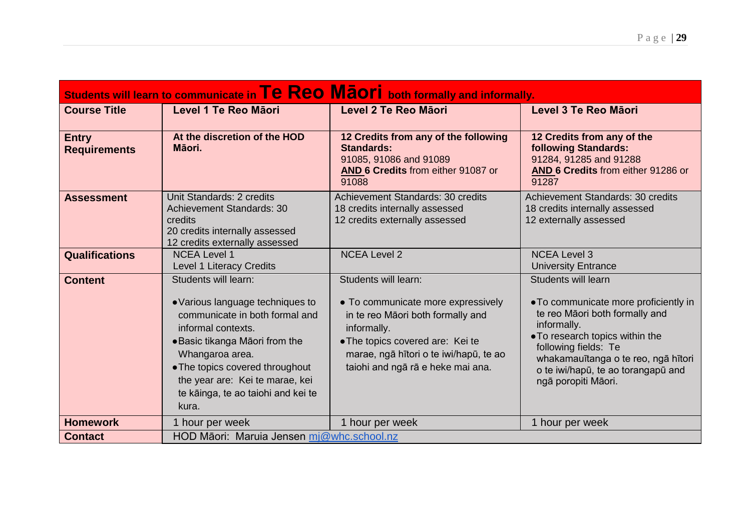**Students will learn to communicate in Te Reo Māori both formally and informally.**

| Course Title | Level 1 Te Reo Māori | Level 2 Te Reo Māori | Level 3 Te Reo Māori |
|---|---|---|---|
| **Entry Requirements** | **At the discretion of the HOD Māori.** | **12 Credits from any of the following Standards:** 91085, 91086 and 91089 **AND 6 Credits** from either 91087 or 91088 | **12 Credits from any of the following Standards:** 91284, 91285 and 91288 **AND 6 Credits** from either 91286 or 91287 |
| **Assessment** | Unit Standards: 2 credits<br>Achievement Standards: 30 credits<br>20 credits internally assessed<br>12 credits externally assessed | Achievement Standards: 30 credits<br>18 credits internally assessed<br>12 credits externally assessed | Achievement Standards: 30 credits<br>18 credits internally assessed<br>12 externally assessed |
| **Qualifications** | NCEA Level 1<br>Level 1 Literacy Credits | NCEA Level 2 | NCEA Level 3<br>University Entrance |
| **Content** | Students will learn:<br>• Various language techniques to communicate in both formal and informal contexts.<br>• Basic tikanga Māori from the Whangaroa area.<br>• The topics covered throughout the year are: Kei te marae, kei te kāinga, te ao taiohi and kei te kura. | Students will learn:<br>• To communicate more expressively in te reo Māori both formally and informally.<br>• The topics covered are: Kei te marae, ngā hītori o te iwi/hapū, te ao taiohi and ngā rā e heke mai ana. | Students will learn<br>• To communicate more proficiently in te reo Māori both formally and informally.<br>• To research topics within the following fields: Te whakamaurītanga o te reo, ngā hītori o te iwi/hapū, te ao torangapū and ngā poropiti Māori. |
| **Homework** | 1 hour per week | 1 hour per week | 1 hour per week |
| **Contact** | HOD Māori: Maruia Jensen mj@whc.school.nz | | |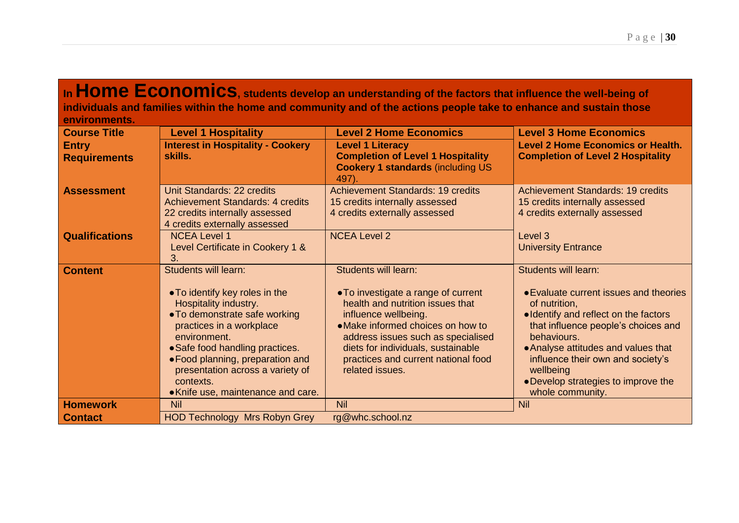In **Home Economics**, **students develop an understanding of the factors that influence the well-being of individuals and families within the home and community and of the actions people take to enhance and sustain those environments.**

| **Course Title** | **Level 1 Hospitality** | **Level 2 Home Economics** | **Level 3 Home Economics** |
|---|---|---|---|
| **Entry Requirements** | **Interest in Hospitality - Cookery skills.** | **Level 1 Literacy**<br>**Completion of Level 1 Hospitality Cookery 1 standards** (including US 497). | **Level 2 Home Economics or Health.**<br>**Completion of Level 2 Hospitality** |
| **Assessment** | Unit Standards: 22 credits<br>Achievement Standards: 4 credits<br>22 credits internally assessed<br>4 credits externally assessed | Achievement Standards: 19 credits<br>15 credits internally assessed<br>4 credits externally assessed | Achievement Standards: 19 credits<br>15 credits internally assessed<br>4 credits externally assessed |
| **Qualifications** | NCEA Level 1<br>Level Certificate in Cookery 1 & 3. | NCEA Level 2 | Level 3<br>University Entrance |
| **Content** | Students will learn:<br>• To identify key roles in the Hospitality industry.<br>• To demonstrate safe working practices in a workplace environment.<br>• Safe food handling practices.<br>• Food planning, preparation and presentation across a variety of contexts.<br>• Knife use, maintenance and care. | Students will learn:<br>• To investigate a range of current health and nutrition issues that influence wellbeing.<br>• Make informed choices on how to address issues such as specialised diets for individuals, sustainable practices and current national food related issues. | Students will learn:<br>• Evaluate current issues and theories of nutrition,<br>• Identify and reflect on the factors that influence people's choices and behaviours.<br>• Analyse attitudes and values that influence their own and society's wellbeing<br>• Develop strategies to improve the whole community. |
| **Homework** | Nil | Nil | Nil |
| **Contact** | HOD Technology Mrs Robyn Grey | rg@whc.school.nz | |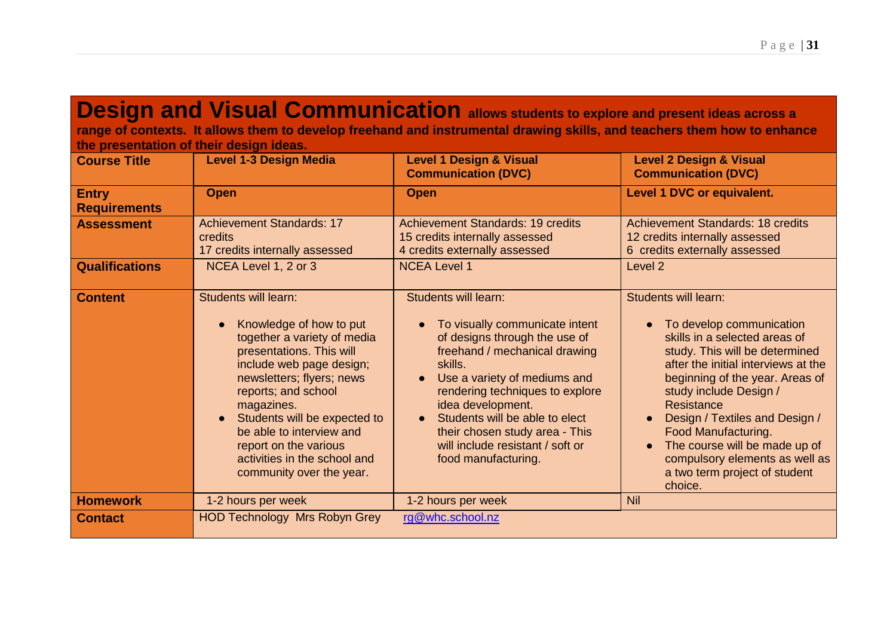**Design and Visual Communication** allows students to explore and present ideas across a range of contexts. It allows them to develop freehand and instrumental drawing skills, and teachers them how to enhance the presentation of their design ideas.

| **Course Title** | **Level 1-3 Design Media** | **Level 1 Design & Visual Communication (DVC)** | **Level 2 Design & Visual Communication (DVC)** |
|---|---|---|---|
| **Entry Requirements** | **Open** | **Open** | **Level 1 DVC or equivalent.** |
| **Assessment** | Achievement Standards: 17 credits<br>17 credits internally assessed | Achievement Standards: 19 credits<br>15 credits internally assessed<br>4 credits externally assessed | Achievement Standards: 18 credits<br>12 credits internally assessed<br>6 credits externally assessed |
| **Qualifications** | NCEA Level 1, 2 or 3 | NCEA Level 1 | Level 2 |
| **Content** | Students will learn:<br>• Knowledge of how to put together a variety of media presentations. This will include web page design; newsletters; flyers; news reports; and school magazines.<br>• Students will be expected to be able to interview and report on the various activities in the school and community over the year. | Students will learn:<br>• To visually communicate intent of designs through the use of freehand / mechanical drawing skills.<br>• Use a variety of mediums and rendering techniques to explore idea development.<br>• Students will be able to elect their chosen study area - This will include resistant / soft or food manufacturing. | Students will learn:<br>• To develop communication skills in a selected areas of study. This will be determined after the initial interviews at the beginning of the year. Areas of study include Design / Resistance<br>• Design / Textiles and Design / Food Manufacturing.<br>• The course will be made up of compulsory elements as well as a two term project of student choice. |
| **Homework** | 1-2 hours per week | 1-2 hours per week | Nil |
| **Contact** | HOD Technology Mrs Robyn Grey | rg@whc.school.nz | |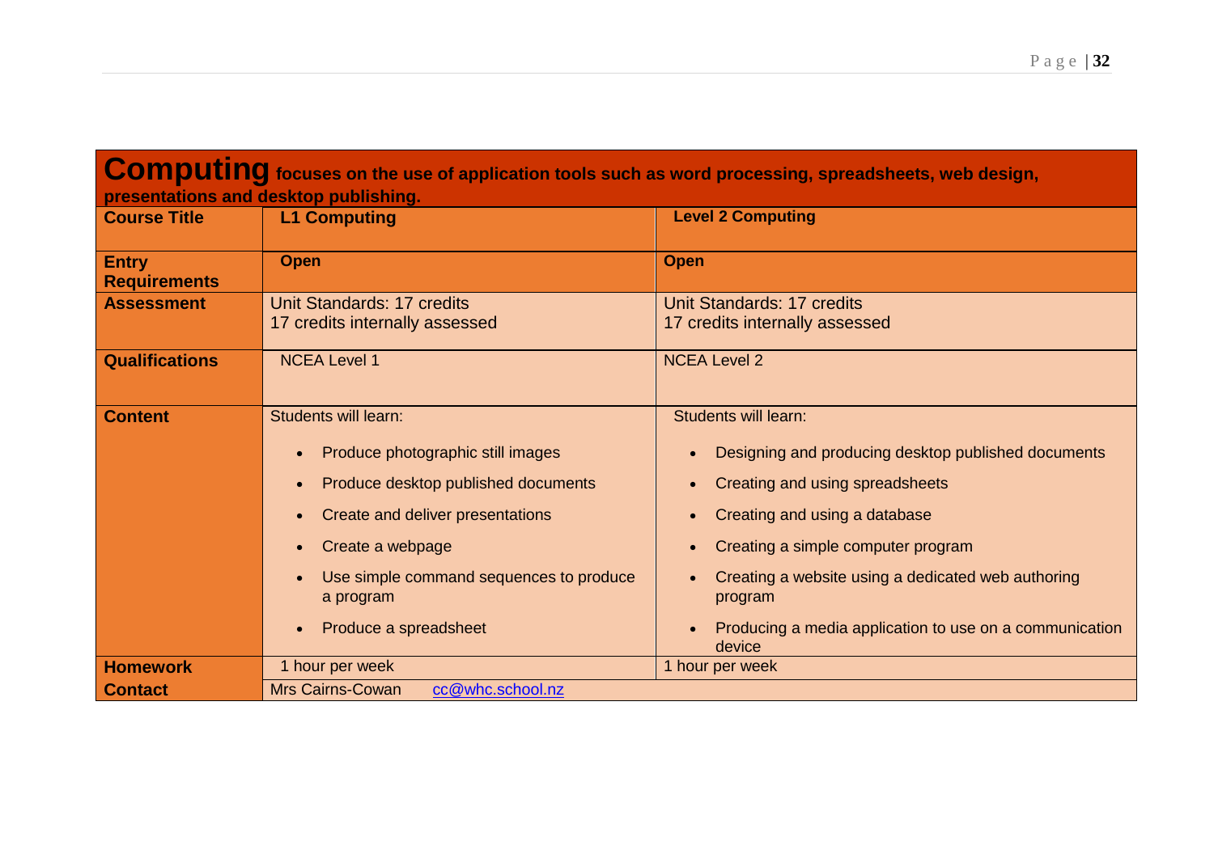## **Computing** focuses on the use of application tools such as word processing, spreadsheets, web design, presentations and desktop publishing.

| | | |
|---|---|---|
| **Course Title** | **L1 Computing** | **Level 2 Computing** |
| **Entry Requirements** | **Open** | **Open** |
| **Assessment** | Unit Standards: 17 credits<br>17 credits internally assessed | Unit Standards: 17 credits<br>17 credits internally assessed |
| **Qualifications** | NCEA Level 1 | NCEA Level 2 |
| **Content** | Students will learn:<br>• Produce photographic still images<br>• Produce desktop published documents<br>• Create and deliver presentations<br>• Create a webpage<br>• Use simple command sequences to produce a program<br>• Produce a spreadsheet | Students will learn:<br>• Designing and producing desktop published documents<br>• Creating and using spreadsheets<br>• Creating and using a database<br>• Creating a simple computer program<br>• Creating a website using a dedicated web authoring program<br>• Producing a media application to use on a communication device |
| **Homework** | 1 hour per week | 1 hour per week |
| **Contact** | Mrs Cairns-Cowan cc@whc.school.nz | |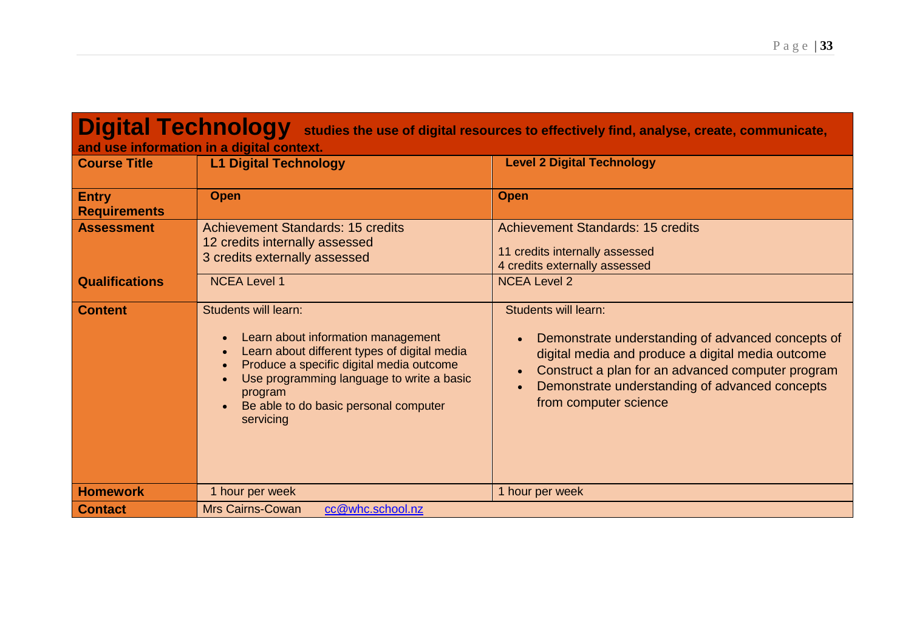# Digital Technology

**studies the use of digital resources to effectively find, analyse, create, communicate, and use information in a digital context.**

| | | |
|---|---|---|
| **Course Title** | **L1 Digital Technology** | **Level 2 Digital Technology** |
| **Entry Requirements** | **Open** | **Open** |
| **Assessment** | Achievement Standards: 15 credits<br>12 credits internally assessed<br>3 credits externally assessed | Achievement Standards: 15 credits<br>11 credits internally assessed<br>4 credits externally assessed |
| **Qualifications** | NCEA Level 1 | NCEA Level 2 |
| **Content** | Students will learn:<br>• Learn about information management<br>• Learn about different types of digital media<br>• Produce a specific digital media outcome<br>• Use programming language to write a basic program<br>• Be able to do basic personal computer servicing | Students will learn:<br>• Demonstrate understanding of advanced concepts of digital media and produce a digital media outcome<br>• Construct a plan for an advanced computer program<br>• Demonstrate understanding of advanced concepts from computer science |
| **Homework** | 1 hour per week | 1 hour per week |
| **Contact** | Mrs Cairns-Cowan cc@whc.school.nz | |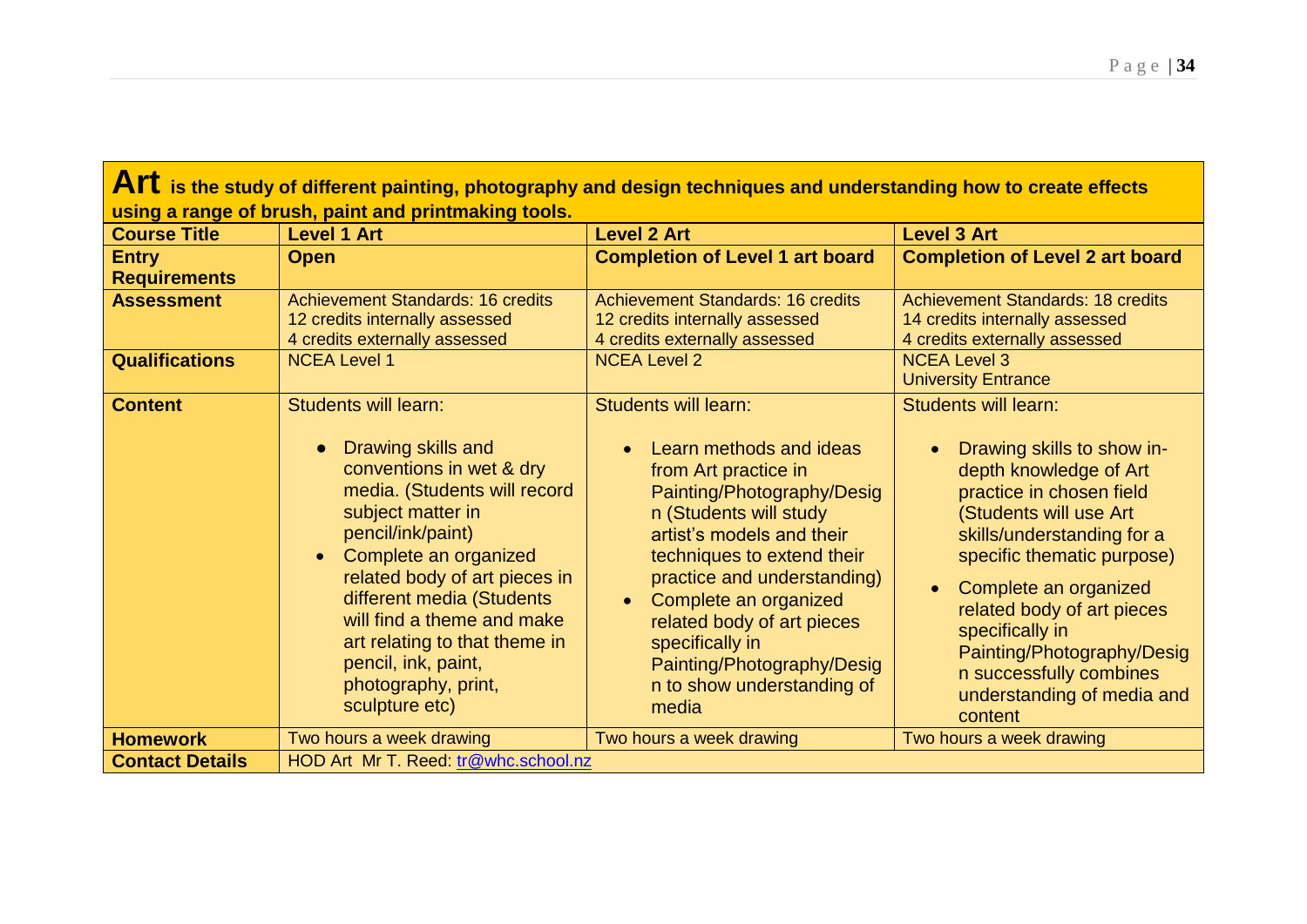**Art** **is the study of different painting, photography and design techniques and understanding how to create effects using a range of brush, paint and printmaking tools.**

| **Course Title** | **Level 1 Art** | **Level 2 Art** | **Level 3 Art** |
|---|---|---|---|
| **Entry Requirements** | **Open** | **Completion of Level 1 art board** | **Completion of Level 2 art board** |
| **Assessment** | Achievement Standards: 16 credits<br>12 credits internally assessed<br>4 credits externally assessed | Achievement Standards: 16 credits<br>12 credits internally assessed<br>4 credits externally assessed | Achievement Standards: 18 credits<br>14 credits internally assessed<br>4 credits externally assessed |
| **Qualifications** | NCEA Level 1 | NCEA Level 2 | NCEA Level 3<br>University Entrance |
| **Content** | Students will learn:<br>• Drawing skills and conventions in wet & dry media. (Students will record subject matter in pencil/ink/paint)<br>• Complete an organized related body of art pieces in different media (Students will find a theme and make art relating to that theme in pencil, ink, paint, photography, print, sculpture etc) | Students will learn:<br>• Learn methods and ideas from Art practice in Painting/Photography/Design (Students will study artist's models and their techniques to extend their practice and understanding)<br>• Complete an organized related body of art pieces specifically in Painting/Photography/Design to show understanding of media | Students will learn:<br>• Drawing skills to show in-depth knowledge of Art practice in chosen field (Students will use Art skills/understanding for a specific thematic purpose)<br>• Complete an organized related body of art pieces specifically in Painting/Photography/Design successfully combines understanding of media and content |
| **Homework** | Two hours a week drawing | Two hours a week drawing | Two hours a week drawing |
| **Contact Details** | HOD Art Mr T. Reed: tr@whc.school.nz | | |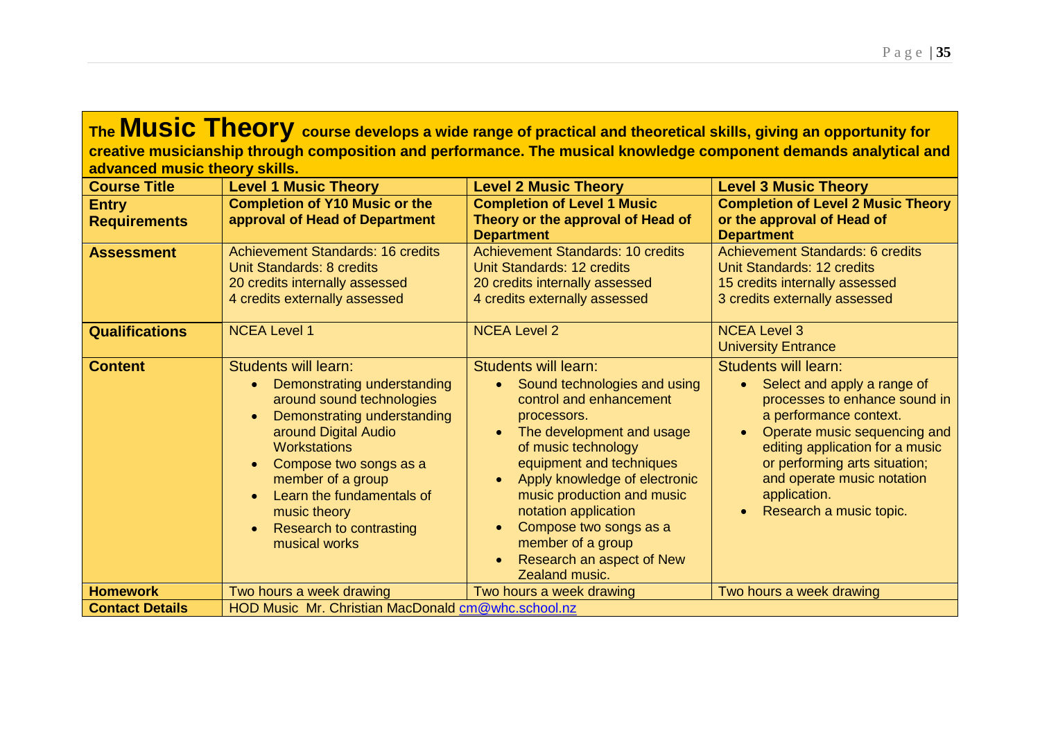**The Music Theory course develops a wide range of practical and theoretical skills, giving an opportunity for creative musicianship through composition and performance. The musical knowledge component demands analytical and advanced music theory skills.**

| **Course Title** | **Level 1 Music Theory** | **Level 2 Music Theory** | **Level 3 Music Theory** |
|---|---|---|---|
| **Entry Requirements** | **Completion of Y10 Music or the approval of Head of Department** | **Completion of Level 1 Music Theory or the approval of Head of Department** | **Completion of Level 2 Music Theory or the approval of Head of Department** |
| **Assessment** | Achievement Standards: 16 credits<br>Unit Standards: 8 credits<br>20 credits internally assessed<br>4 credits externally assessed | Achievement Standards: 10 credits<br>Unit Standards: 12 credits<br>20 credits internally assessed<br>4 credits externally assessed | Achievement Standards: 6 credits<br>Unit Standards: 12 credits<br>15 credits internally assessed<br>3 credits externally assessed |
| **Qualifications** | NCEA Level 1 | NCEA Level 2 | NCEA Level 3<br>University Entrance |
| **Content** | Students will learn:<br>• Demonstrating understanding around sound technologies<br>• Demonstrating understanding around Digital Audio Workstations<br>• Compose two songs as a member of a group<br>• Learn the fundamentals of music theory<br>• Research to contrasting musical works | Students will learn:<br>• Sound technologies and using control and enhancement processors.<br>• The development and usage of music technology equipment and techniques<br>• Apply knowledge of electronic music production and music notation application<br>• Compose two songs as a member of a group<br>• Research an aspect of New Zealand music. | Students will learn:<br>• Select and apply a range of processes to enhance sound in a performance context.<br>• Operate music sequencing and editing application for a music or performing arts situation; and operate music notation application.<br>• Research a music topic. |
| **Homework** | Two hours a week drawing | Two hours a week drawing | Two hours a week drawing |
| **Contact Details** | HOD Music Mr. Christian MacDonald cm@whc.school.nz | | |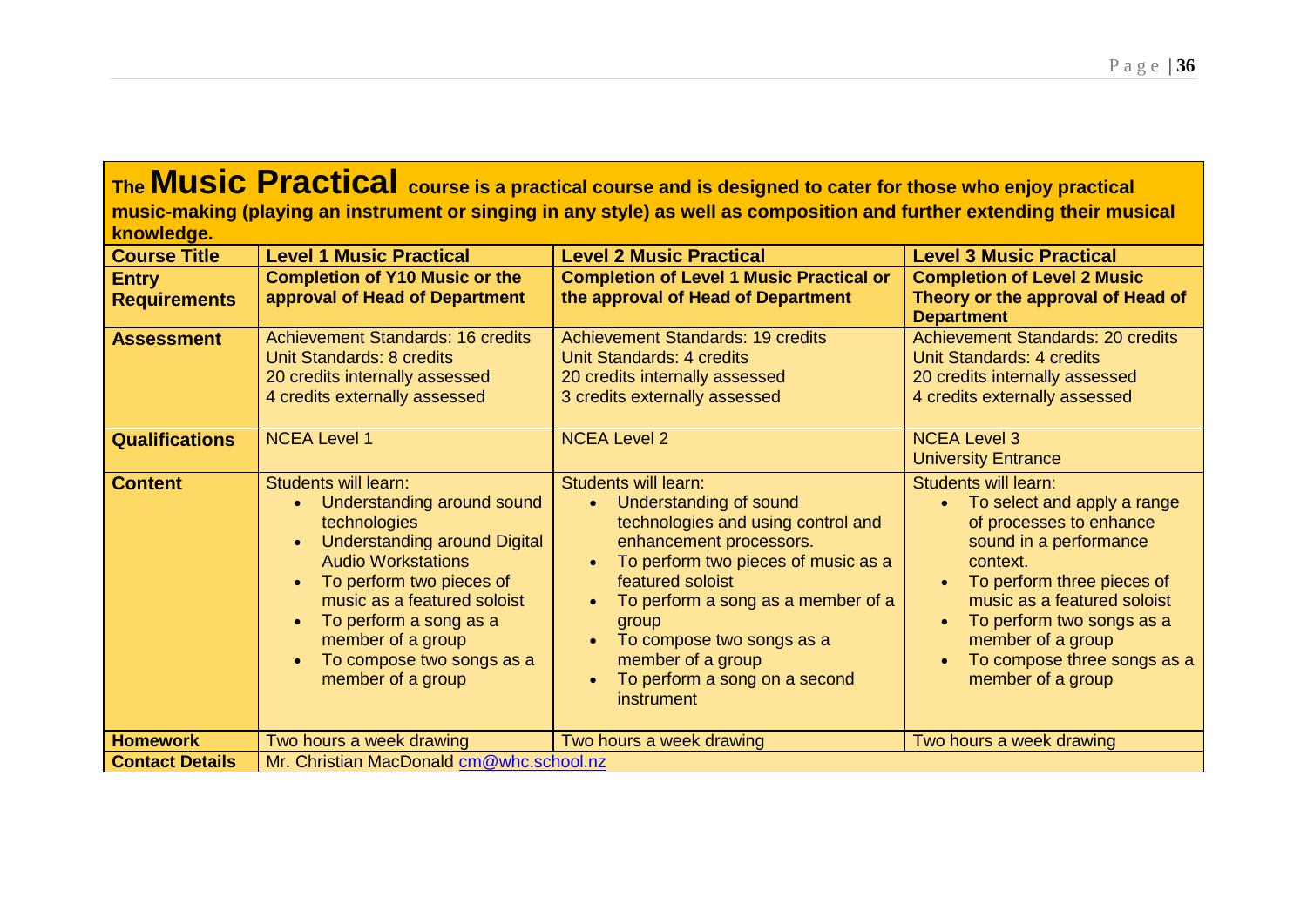The **Music Practical** course is a practical course and is designed to cater for those who enjoy practical music-making (playing an instrument or singing in any style) as well as composition and further extending their musical knowledge.

| **Course Title** | **Level 1 Music Practical** | **Level 2 Music Practical** | **Level 3 Music Practical** |
|---|---|---|---|
| **Entry Requirements** | **Completion of Y10 Music or the approval of Head of Department** | **Completion of Level 1 Music Practical or the approval of Head of Department** | **Completion of Level 2 Music Theory or the approval of Head of Department** |
| **Assessment** | Achievement Standards: 16 credits<br>Unit Standards: 8 credits<br>20 credits internally assessed<br>4 credits externally assessed | Achievement Standards: 19 credits<br>Unit Standards: 4 credits<br>20 credits internally assessed<br>3 credits externally assessed | Achievement Standards: 20 credits<br>Unit Standards: 4 credits<br>20 credits internally assessed<br>4 credits externally assessed |
| **Qualifications** | NCEA Level 1 | NCEA Level 2 | NCEA Level 3<br>University Entrance |
| **Content** | Students will learn:<br>• Understanding around sound technologies<br>• Understanding around Digital Audio Workstations<br>• To perform two pieces of music as a featured soloist<br>• To perform a song as a member of a group<br>• To compose two songs as a member of a group | Students will learn:<br>• Understanding of sound technologies and using control and enhancement processors.<br>• To perform two pieces of music as a featured soloist<br>• To perform a song as a member of a group<br>• To compose two songs as a member of a group<br>• To perform a song on a second instrument | Students will learn:<br>• To select and apply a range of processes to enhance sound in a performance context.<br>• To perform three pieces of music as a featured soloist<br>• To perform two songs as a member of a group<br>• To compose three songs as a member of a group |
| **Homework** | Two hours a week drawing | Two hours a week drawing | Two hours a week drawing |
| **Contact Details** | Mr. Christian MacDonald cm@whc.school.nz | | |